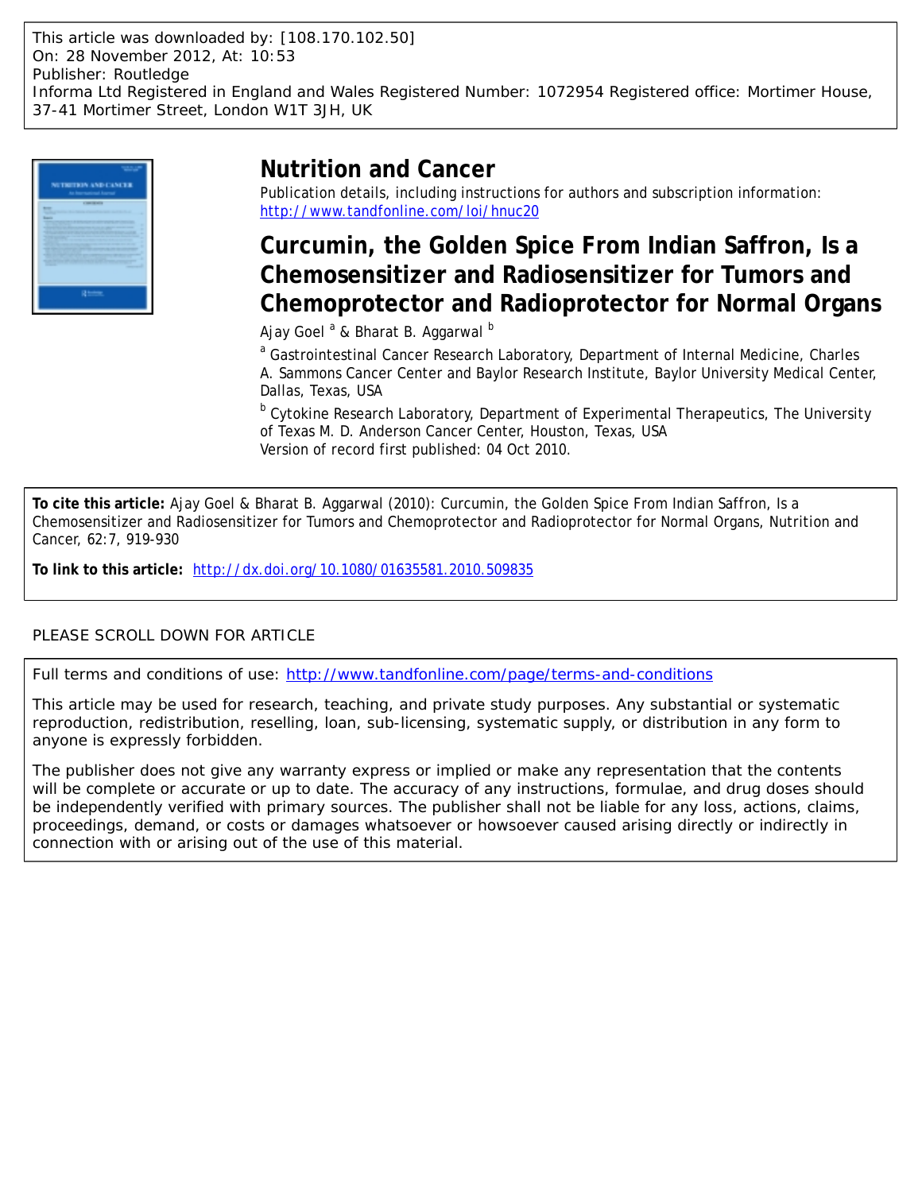This article was downloaded by: [108.170.102.50]
On: 28 November 2012, At: 10:53
Publisher: Routledge
Informa Ltd Registered in England and Wales Registered Number: 1072954 Registered office: Mortimer House, 37-41 Mortimer Street, London W1T 3JH, UK

# Nutrition and Cancer

Publication details, including instructions for authors and subscription information:
http://www.tandfonline.com/loi/hnuc20

## Curcumin, the Golden Spice From Indian Saffron, Is a Chemosensitizer and Radiosensitizer for Tumors and Chemoprotector and Radioprotector for Normal Organs

Ajay Goel [a] & Bharat B. Aggarwal [b]

[a] Gastrointestinal Cancer Research Laboratory, Department of Internal Medicine, Charles A. Sammons Cancer Center and Baylor Research Institute, Baylor University Medical Center, Dallas, Texas, USA

[b] Cytokine Research Laboratory, Department of Experimental Therapeutics, The University of Texas M. D. Anderson Cancer Center, Houston, Texas, USA

Version of record first published: 04 Oct 2010.

**To cite this article:** Ajay Goel & Bharat B. Aggarwal (2010): Curcumin, the Golden Spice From Indian Saffron, Is a Chemosensitizer and Radiosensitizer for Tumors and Chemoprotector and Radioprotector for Normal Organs, Nutrition and Cancer, 62:7, 919-930

**To link to this article:** http://dx.doi.org/10.1080/01635581.2010.509835

PLEASE SCROLL DOWN FOR ARTICLE

Full terms and conditions of use: http://www.tandfonline.com/page/terms-and-conditions

This article may be used for research, teaching, and private study purposes. Any substantial or systematic reproduction, redistribution, reselling, loan, sub-licensing, systematic supply, or distribution in any form to anyone is expressly forbidden.

The publisher does not give any warranty express or implied or make any representation that the contents will be complete or accurate or up to date. The accuracy of any instructions, formulae, and drug doses should be independently verified with primary sources. The publisher shall not be liable for any loss, actions, claims, proceedings, demand, or costs or damages whatsoever or howsoever caused arising directly or indirectly in connection with or arising out of the use of this material.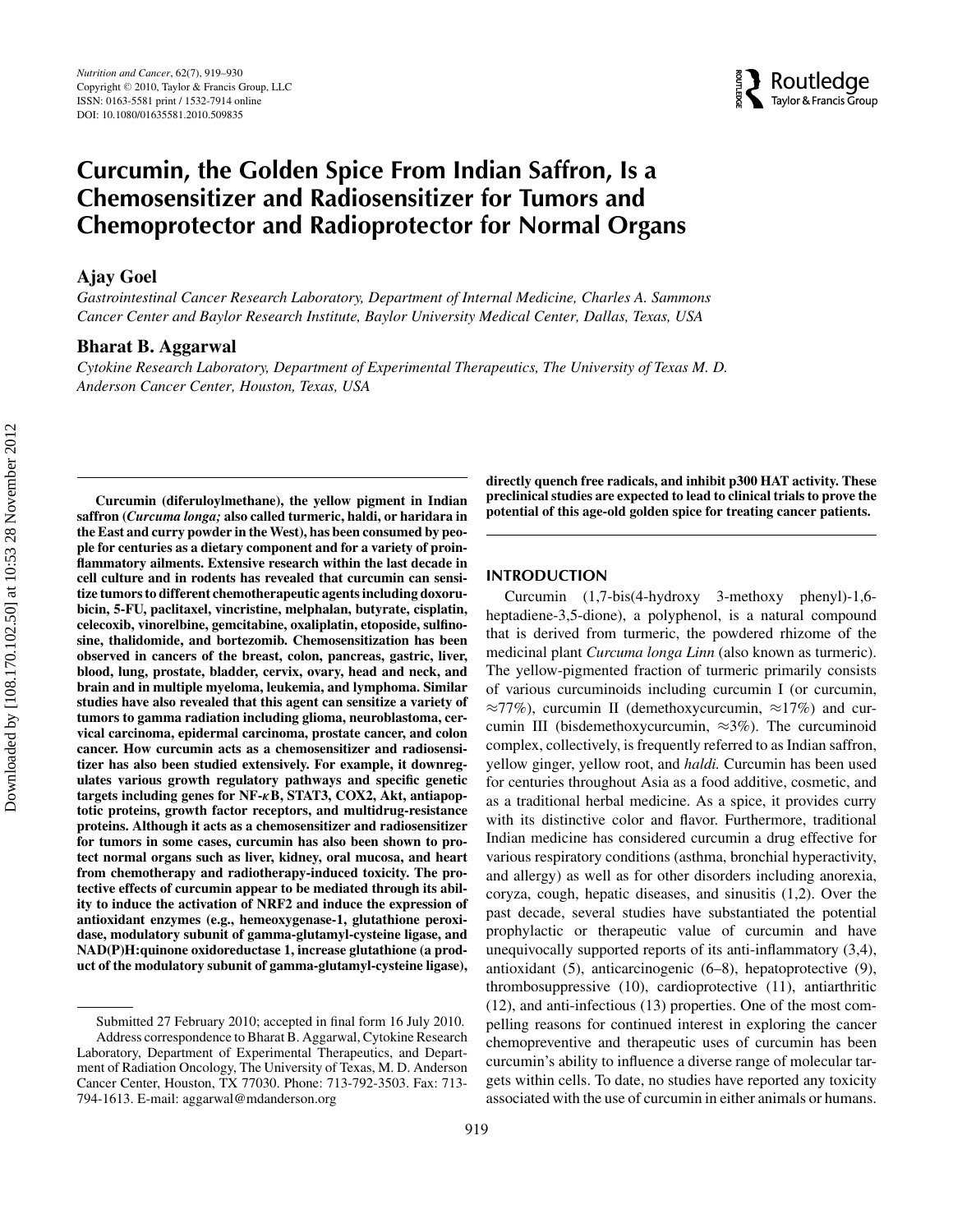# Curcumin, the Golden Spice From Indian Saffron, Is a Chemosensitizer and Radiosensitizer for Tumors and Chemoprotector and Radioprotector for Normal Organs

**Ajay Goel**

*Gastrointestinal Cancer Research Laboratory, Department of Internal Medicine, Charles A. Sammons Cancer Center and Baylor Research Institute, Baylor University Medical Center, Dallas, Texas, USA*

**Bharat B. Aggarwal**

*Cytokine Research Laboratory, Department of Experimental Therapeutics, The University of Texas M. D. Anderson Cancer Center, Houston, Texas, USA*

**Curcumin (diferuloylmethane), the yellow pigment in Indian saffron (*Curcuma longa;* also called turmeric, haldi, or haridara in the East and curry powder in the West), has been consumed by people for centuries as a dietary component and for a variety of proinflammatory ailments. Extensive research within the last decade in cell culture and in rodents has revealed that curcumin can sensitize tumors to different chemotherapeutic agents including doxorubicin, 5-FU, paclitaxel, vincristine, melphalan, butyrate, cisplatin, celecoxib, vinorelbine, gemcitabine, oxaliplatin, etoposide, sulfinosine, thalidomide, and bortezomib. Chemosensitization has been observed in cancers of the breast, colon, pancreas, gastric, liver, blood, lung, prostate, bladder, cervix, ovary, head and neck, and brain and in multiple myeloma, leukemia, and lymphoma. Similar studies have also revealed that this agent can sensitize a variety of tumors to gamma radiation including glioma, neuroblastoma, cervical carcinoma, epidermal carcinoma, prostate cancer, and colon cancer. How curcumin acts as a chemosensitizer and radiosensitizer has also been studied extensively. For example, it downregulates various growth regulatory pathways and specific genetic targets including genes for NF-$\kappa$B, STAT3, COX2, Akt, antiapoptotic proteins, growth factor receptors, and multidrug-resistance proteins. Although it acts as a chemosensitizer and radiosensitizer for tumors in some cases, curcumin has also been shown to protect normal organs such as liver, kidney, oral mucosa, and heart from chemotherapy and radiotherapy-induced toxicity. The protective effects of curcumin appear to be mediated through its ability to induce the activation of NRF2 and induce the expression of antioxidant enzymes (e.g., hemeoxygenase-1, glutathione peroxidase, modulatory subunit of gamma-glutamyl-cysteine ligase, and NAD(P)H:quinone oxidoreductase 1, increase glutathione (a product of the modulatory subunit of gamma-glutamyl-cysteine ligase), directly quench free radicals, and inhibit p300 HAT activity. These preclinical studies are expected to lead to clinical trials to prove the potential of this age-old golden spice for treating cancer patients.**

Submitted 27 February 2010; accepted in final form 16 July 2010.

Address correspondence to Bharat B. Aggarwal, Cytokine Research Laboratory, Department of Experimental Therapeutics, and Department of Radiation Oncology, The University of Texas, M. D. Anderson Cancer Center, Houston, TX 77030. Phone: 713-792-3503. Fax: 713-794-1613. E-mail: aggarwal@mdanderson.org

## INTRODUCTION

Curcumin (1,7-bis(4-hydroxy 3-methoxy phenyl)-1,6-heptadiene-3,5-dione), a polyphenol, is a natural compound that is derived from turmeric, the powdered rhizome of the medicinal plant *Curcuma longa Linn* (also known as turmeric). The yellow-pigmented fraction of turmeric primarily consists of various curcuminoids including curcumin I (or curcumin, $\approx$77%), curcumin II (demethoxycurcumin, $\approx$17%) and curcumin III (bisdemethoxycurcumin, $\approx$3%). The curcuminoid complex, collectively, is frequently referred to as Indian saffron, yellow ginger, yellow root, and *haldi.* Curcumin has been used for centuries throughout Asia as a food additive, cosmetic, and as a traditional herbal medicine. As a spice, it provides curry with its distinctive color and flavor. Furthermore, traditional Indian medicine has considered curcumin a drug effective for various respiratory conditions (asthma, bronchial hyperactivity, and allergy) as well as for other disorders including anorexia, coryza, cough, hepatic diseases, and sinusitis (1,2). Over the past decade, several studies have substantiated the potential prophylactic or therapeutic value of curcumin and have unequivocally supported reports of its anti-inflammatory (3,4), antioxidant (5), anticarcinogenic (6–8), hepatoprotective (9), thrombosuppressive (10), cardioprotective (11), antiarthritic (12), and anti-infectious (13) properties. One of the most compelling reasons for continued interest in exploring the cancer chemopreventive and therapeutic uses of curcumin has been curcumin's ability to influence a diverse range of molecular targets within cells. To date, no studies have reported any toxicity associated with the use of curcumin in either animals or humans.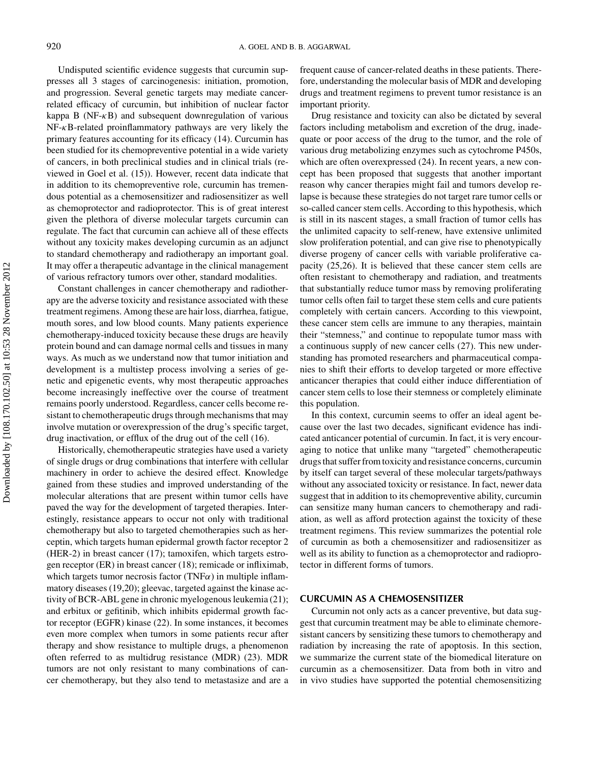Undisputed scientific evidence suggests that curcumin suppresses all 3 stages of carcinogenesis: initiation, promotion, and progression. Several genetic targets may mediate cancer-related efficacy of curcumin, but inhibition of nuclear factor kappa B (NF-$\kappa$B) and subsequent downregulation of various NF-$\kappa$B-related proinflammatory pathways are very likely the primary features accounting for its efficacy (14). Curcumin has been studied for its chemopreventive potential in a wide variety of cancers, in both preclinical studies and in clinical trials (reviewed in Goel et al. (15)). However, recent data indicate that in addition to its chemopreventive role, curcumin has tremendous potential as a chemosensitizer and radiosensitizer as well as chemoprotector and radioprotector. This is of great interest given the plethora of diverse molecular targets curcumin can regulate. The fact that curcumin can achieve all of these effects without any toxicity makes developing curcumin as an adjunct to standard chemotherapy and radiotherapy an important goal. It may offer a therapeutic advantage in the clinical management of various refractory tumors over other, standard modalities.

Constant challenges in cancer chemotherapy and radiotherapy are the adverse toxicity and resistance associated with these treatment regimens. Among these are hair loss, diarrhea, fatigue, mouth sores, and low blood counts. Many patients experience chemotherapy-induced toxicity because these drugs are heavily protein bound and can damage normal cells and tissues in many ways. As much as we understand now that tumor initiation and development is a multistep process involving a series of genetic and epigenetic events, why most therapeutic approaches become increasingly ineffective over the course of treatment remains poorly understood. Regardless, cancer cells become resistant to chemotherapeutic drugs through mechanisms that may involve mutation or overexpression of the drug's specific target, drug inactivation, or efflux of the drug out of the cell (16).

Historically, chemotherapeutic strategies have used a variety of single drugs or drug combinations that interfere with cellular machinery in order to achieve the desired effect. Knowledge gained from these studies and improved understanding of the molecular alterations that are present within tumor cells have paved the way for the development of targeted therapies. Interestingly, resistance appears to occur not only with traditional chemotherapy but also to targeted chemotherapies such as herceptin, which targets human epidermal growth factor receptor 2 (HER-2) in breast cancer (17); tamoxifen, which targets estrogen receptor (ER) in breast cancer (18); remicade or infliximab, which targets tumor necrosis factor (TNF$\alpha$) in multiple inflammatory diseases (19,20); gleevac, targeted against the kinase activity of BCR-ABL gene in chronic myelogenous leukemia (21); and erbitux or gefitinib, which inhibits epidermal growth factor receptor (EGFR) kinase (22). In some instances, it becomes even more complex when tumors in some patients recur after therapy and show resistance to multiple drugs, a phenomenon often referred to as multidrug resistance (MDR) (23). MDR tumors are not only resistant to many combinations of cancer chemotherapy, but they also tend to metastasize and are a frequent cause of cancer-related deaths in these patients. Therefore, understanding the molecular basis of MDR and developing drugs and treatment regimens to prevent tumor resistance is an important priority.

Drug resistance and toxicity can also be dictated by several factors including metabolism and excretion of the drug, inadequate or poor access of the drug to the tumor, and the role of various drug metabolizing enzymes such as cytochrome P450s, which are often overexpressed (24). In recent years, a new concept has been proposed that suggests that another important reason why cancer therapies might fail and tumors develop relapse is because these strategies do not target rare tumor cells or so-called cancer stem cells. According to this hypothesis, which is still in its nascent stages, a small fraction of tumor cells has the unlimited capacity to self-renew, have extensive unlimited slow proliferation potential, and can give rise to phenotypically diverse progeny of cancer cells with variable proliferative capacity (25,26). It is believed that these cancer stem cells are often resistant to chemotherapy and radiation, and treatments that substantially reduce tumor mass by removing proliferating tumor cells often fail to target these stem cells and cure patients completely with certain cancers. According to this viewpoint, these cancer stem cells are immune to any therapies, maintain their "stemness," and continue to repopulate tumor mass with a continuous supply of new cancer cells (27). This new understanding has promoted researchers and pharmaceutical companies to shift their efforts to develop targeted or more effective anticancer therapies that could either induce differentiation of cancer stem cells to lose their stemness or completely eliminate this population.

In this context, curcumin seems to offer an ideal agent because over the last two decades, significant evidence has indicated anticancer potential of curcumin. In fact, it is very encouraging to notice that unlike many "targeted" chemotherapeutic drugs that suffer from toxicity and resistance concerns, curcumin by itself can target several of these molecular targets/pathways without any associated toxicity or resistance. In fact, newer data suggest that in addition to its chemopreventive ability, curcumin can sensitize many human cancers to chemotherapy and radiation, as well as afford protection against the toxicity of these treatment regimens. This review summarizes the potential role of curcumin as both a chemosensitizer and radiosensitizer as well as its ability to function as a chemoprotector and radioprotector in different forms of tumors.

## CURCUMIN AS A CHEMOSENSITIZER

Curcumin not only acts as a cancer preventive, but data suggest that curcumin treatment may be able to eliminate chemoresistant cancers by sensitizing these tumors to chemotherapy and radiation by increasing the rate of apoptosis. In this section, we summarize the current state of the biomedical literature on curcumin as a chemosensitizer. Data from both in vitro and in vivo studies have supported the potential chemosensitizing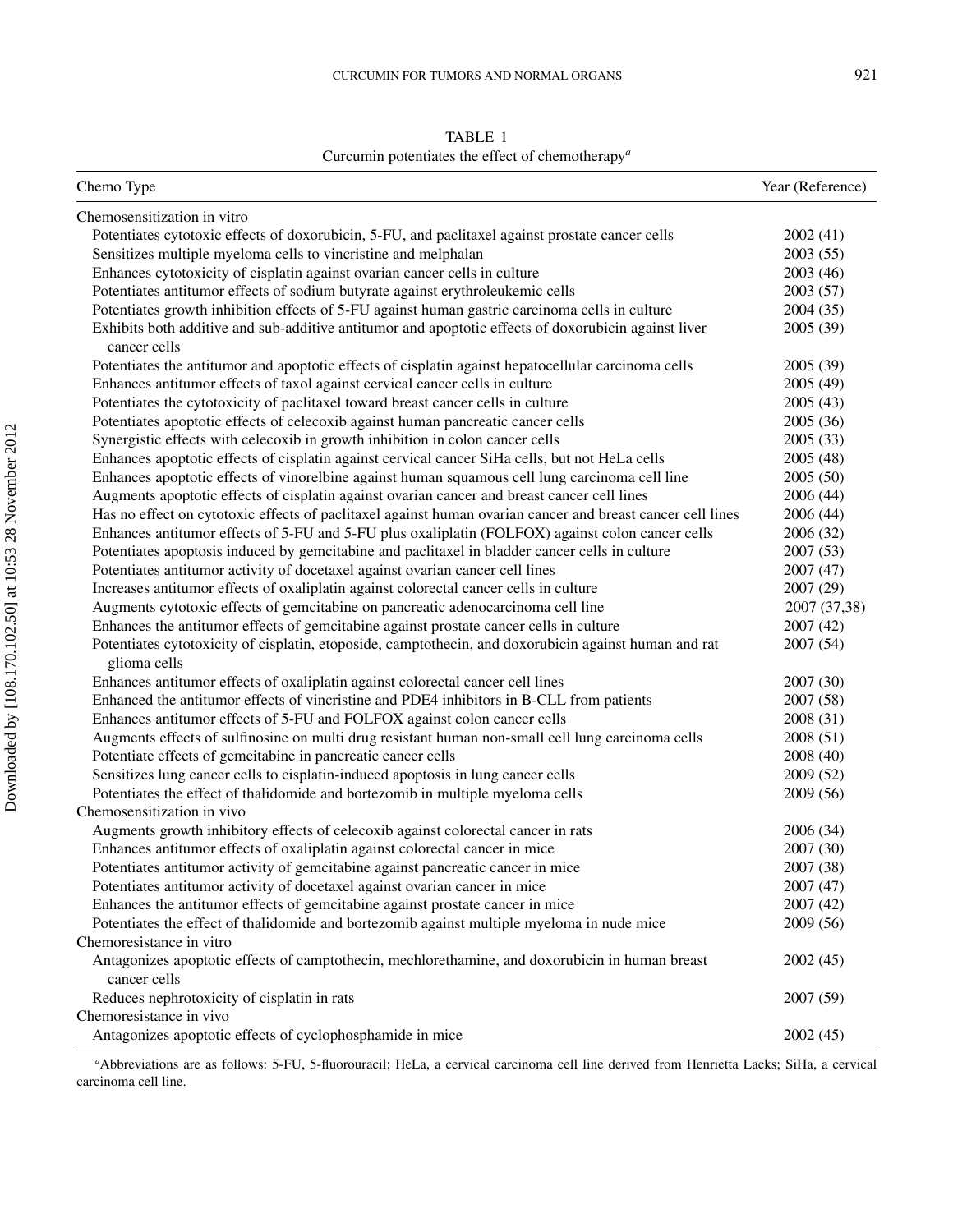TABLE 1
Curcumin potentiates the effect of chemotherapy[a]

| Chemo Type | Year (Reference) |
|---|---|
| Chemosensitization in vitro | |
| Potentiates cytotoxic effects of doxorubicin, 5-FU, and paclitaxel against prostate cancer cells | 2002 (41) |
| Sensitizes multiple myeloma cells to vincristine and melphalan | 2003 (55) |
| Enhances cytotoxicity of cisplatin against ovarian cancer cells in culture | 2003 (46) |
| Potentiates antitumor effects of sodium butyrate against erythroleukemic cells | 2003 (57) |
| Potentiates growth inhibition effects of 5-FU against human gastric carcinoma cells in culture | 2004 (35) |
| Exhibits both additive and sub-additive antitumor and apoptotic effects of doxorubicin against liver cancer cells | 2005 (39) |
| Potentiates the antitumor and apoptotic effects of cisplatin against hepatocellular carcinoma cells | 2005 (39) |
| Enhances antitumor effects of taxol against cervical cancer cells in culture | 2005 (49) |
| Potentiates the cytotoxicity of paclitaxel toward breast cancer cells in culture | 2005 (43) |
| Potentiates apoptotic effects of celecoxib against human pancreatic cancer cells | 2005 (36) |
| Synergistic effects with celecoxib in growth inhibition in colon cancer cells | 2005 (33) |
| Enhances apoptotic effects of cisplatin against cervical cancer SiHa cells, but not HeLa cells | 2005 (48) |
| Enhances apoptotic effects of vinorelbine against human squamous cell lung carcinoma cell line | 2005 (50) |
| Augments apoptotic effects of cisplatin against ovarian cancer and breast cancer cell lines | 2006 (44) |
| Has no effect on cytotoxic effects of paclitaxel against human ovarian cancer and breast cancer cell lines | 2006 (44) |
| Enhances antitumor effects of 5-FU and 5-FU plus oxaliplatin (FOLFOX) against colon cancer cells | 2006 (32) |
| Potentiates apoptosis induced by gemcitabine and paclitaxel in bladder cancer cells in culture | 2007 (53) |
| Potentiates antitumor activity of docetaxel against ovarian cancer cell lines | 2007 (47) |
| Increases antitumor effects of oxaliplatin against colorectal cancer cells in culture | 2007 (29) |
| Augments cytotoxic effects of gemcitabine on pancreatic adenocarcinoma cell line | 2007 (37,38) |
| Enhances the antitumor effects of gemcitabine against prostate cancer cells in culture | 2007 (42) |
| Potentiates cytotoxicity of cisplatin, etoposide, camptothecin, and doxorubicin against human and rat glioma cells | 2007 (54) |
| Enhances antitumor effects of oxaliplatin against colorectal cancer cell lines | 2007 (30) |
| Enhanced the antitumor effects of vincristine and PDE4 inhibitors in B-CLL from patients | 2007 (58) |
| Enhances antitumor effects of 5-FU and FOLFOX against colon cancer cells | 2008 (31) |
| Augments effects of sulfinosine on multi drug resistant human non-small cell lung carcinoma cells | 2008 (51) |
| Potentiate effects of gemcitabine in pancreatic cancer cells | 2008 (40) |
| Sensitizes lung cancer cells to cisplatin-induced apoptosis in lung cancer cells | 2009 (52) |
| Potentiates the effect of thalidomide and bortezomib in multiple myeloma cells | 2009 (56) |
| Chemosensitization in vivo | |
| Augments growth inhibitory effects of celecoxib against colorectal cancer in rats | 2006 (34) |
| Enhances antitumor effects of oxaliplatin against colorectal cancer in mice | 2007 (30) |
| Potentiates antitumor activity of gemcitabine against pancreatic cancer in mice | 2007 (38) |
| Potentiates antitumor activity of docetaxel against ovarian cancer in mice | 2007 (47) |
| Enhances the antitumor effects of gemcitabine against prostate cancer in mice | 2007 (42) |
| Potentiates the effect of thalidomide and bortezomib against multiple myeloma in nude mice | 2009 (56) |
| Chemoresistance in vitro | |
| Antagonizes apoptotic effects of camptothecin, mechlorethamine, and doxorubicin in human breast cancer cells | 2002 (45) |
| Reduces nephrotoxicity of cisplatin in rats | 2007 (59) |
| Chemoresistance in vivo | |
| Antagonizes apoptotic effects of cyclophosphamide in mice | 2002 (45) |

[a]Abbreviations are as follows: 5-FU, 5-fluorouracil; HeLa, a cervical carcinoma cell line derived from Henrietta Lacks; SiHa, a cervical carcinoma cell line.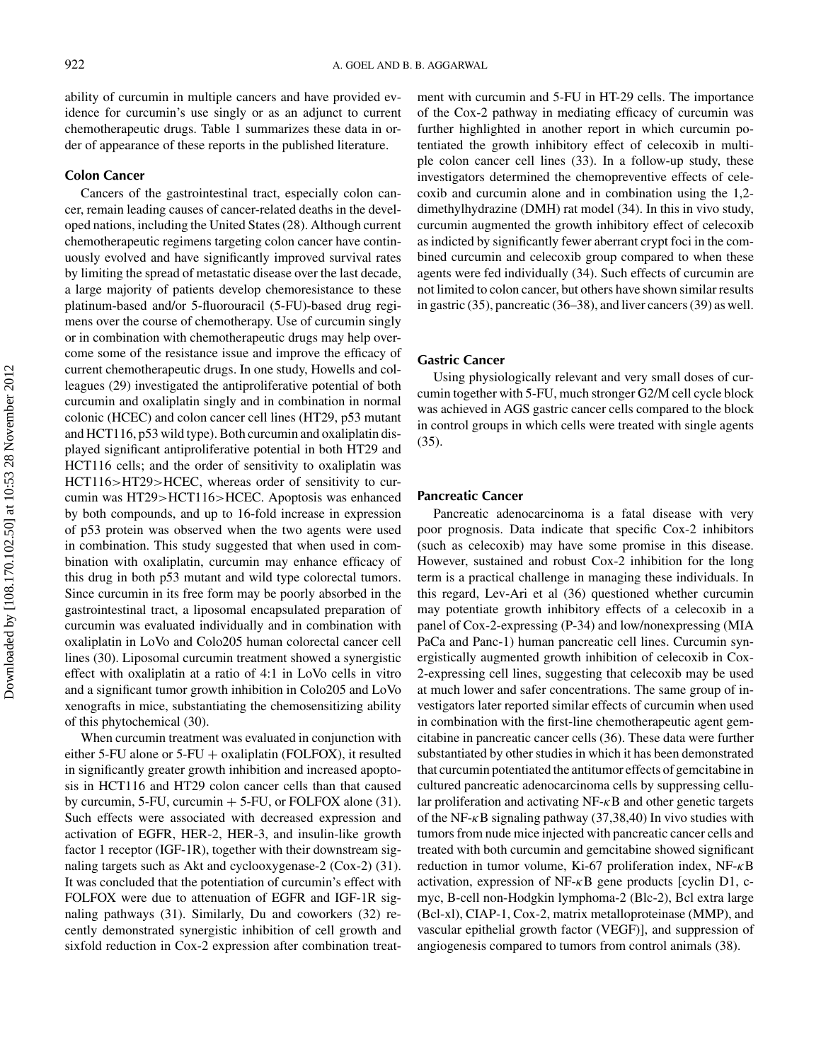ability of curcumin in multiple cancers and have provided evidence for curcumin's use singly or as an adjunct to current chemotherapeutic drugs. Table 1 summarizes these data in order of appearance of these reports in the published literature.

### Colon Cancer

Cancers of the gastrointestinal tract, especially colon cancer, remain leading causes of cancer-related deaths in the developed nations, including the United States (28). Although current chemotherapeutic regimens targeting colon cancer have continuously evolved and have significantly improved survival rates by limiting the spread of metastatic disease over the last decade, a large majority of patients develop chemoresistance to these platinum-based and/or 5-fluorouracil (5-FU)-based drug regimens over the course of chemotherapy. Use of curcumin singly or in combination with chemotherapeutic drugs may help overcome some of the resistance issue and improve the efficacy of current chemotherapeutic drugs. In one study, Howells and colleagues (29) investigated the antiproliferative potential of both curcumin and oxaliplatin singly and in combination in normal colonic (HCEC) and colon cancer cell lines (HT29, p53 mutant and HCT116, p53 wild type). Both curcumin and oxaliplatin displayed significant antiproliferative potential in both HT29 and HCT116 cells; and the order of sensitivity to oxaliplatin was HCT116>HT29>HCEC, whereas order of sensitivity to curcumin was HT29>HCT116>HCEC. Apoptosis was enhanced by both compounds, and up to 16-fold increase in expression of p53 protein was observed when the two agents were used in combination. This study suggested that when used in combination with oxaliplatin, curcumin may enhance efficacy of this drug in both p53 mutant and wild type colorectal tumors. Since curcumin in its free form may be poorly absorbed in the gastrointestinal tract, a liposomal encapsulated preparation of curcumin was evaluated individually and in combination with oxaliplatin in LoVo and Colo205 human colorectal cancer cell lines (30). Liposomal curcumin treatment showed a synergistic effect with oxaliplatin at a ratio of 4:1 in LoVo cells in vitro and a significant tumor growth inhibition in Colo205 and LoVo xenografts in mice, substantiating the chemosensitizing ability of this phytochemical (30).

When curcumin treatment was evaluated in conjunction with either 5-FU alone or 5-FU + oxaliplatin (FOLFOX), it resulted in significantly greater growth inhibition and increased apoptosis in HCT116 and HT29 colon cancer cells than that caused by curcumin, 5-FU, curcumin + 5-FU, or FOLFOX alone (31). Such effects were associated with decreased expression and activation of EGFR, HER-2, HER-3, and insulin-like growth factor 1 receptor (IGF-1R), together with their downstream signaling targets such as Akt and cyclooxygenase-2 (Cox-2) (31). It was concluded that the potentiation of curcumin's effect with FOLFOX were due to attenuation of EGFR and IGF-1R signaling pathways (31). Similarly, Du and coworkers (32) recently demonstrated synergistic inhibition of cell growth and sixfold reduction in Cox-2 expression after combination treatment with curcumin and 5-FU in HT-29 cells. The importance of the Cox-2 pathway in mediating efficacy of curcumin was further highlighted in another report in which curcumin potentiated the growth inhibitory effect of celecoxib in multiple colon cancer cell lines (33). In a follow-up study, these investigators determined the chemopreventive effects of celecoxib and curcumin alone and in combination using the 1,2-dimethylhydrazine (DMH) rat model (34). In this in vivo study, curcumin augmented the growth inhibitory effect of celecoxib as indicted by significantly fewer aberrant crypt foci in the combined curcumin and celecoxib group compared to when these agents were fed individually (34). Such effects of curcumin are not limited to colon cancer, but others have shown similar results in gastric (35), pancreatic (36–38), and liver cancers (39) as well.

### Gastric Cancer

Using physiologically relevant and very small doses of curcumin together with 5-FU, much stronger G2/M cell cycle block was achieved in AGS gastric cancer cells compared to the block in control groups in which cells were treated with single agents (35).

### Pancreatic Cancer

Pancreatic adenocarcinoma is a fatal disease with very poor prognosis. Data indicate that specific Cox-2 inhibitors (such as celecoxib) may have some promise in this disease. However, sustained and robust Cox-2 inhibition for the long term is a practical challenge in managing these individuals. In this regard, Lev-Ari et al (36) questioned whether curcumin may potentiate growth inhibitory effects of a celecoxib in a panel of Cox-2-expressing (P-34) and low/nonexpressing (MIA PaCa and Panc-1) human pancreatic cell lines. Curcumin synergistically augmented growth inhibition of celecoxib in Cox-2-expressing cell lines, suggesting that celecoxib may be used at much lower and safer concentrations. The same group of investigators later reported similar effects of curcumin when used in combination with the first-line chemotherapeutic agent gemcitabine in pancreatic cancer cells (36). These data were further substantiated by other studies in which it has been demonstrated that curcumin potentiated the antitumor effects of gemcitabine in cultured pancreatic adenocarcinoma cells by suppressing cellular proliferation and activating NF-$\kappa$B and other genetic targets of the NF-$\kappa$B signaling pathway (37,38,40) In vivo studies with tumors from nude mice injected with pancreatic cancer cells and treated with both curcumin and gemcitabine showed significant reduction in tumor volume, Ki-67 proliferation index, NF-$\kappa$B activation, expression of NF-$\kappa$B gene products [cyclin D1, c-myc, B-cell non-Hodgkin lymphoma-2 (Blc-2), Bcl extra large (Bcl-xl), CIAP-1, Cox-2, matrix metalloproteinase (MMP), and vascular epithelial growth factor (VEGF)], and suppression of angiogenesis compared to tumors from control animals (38).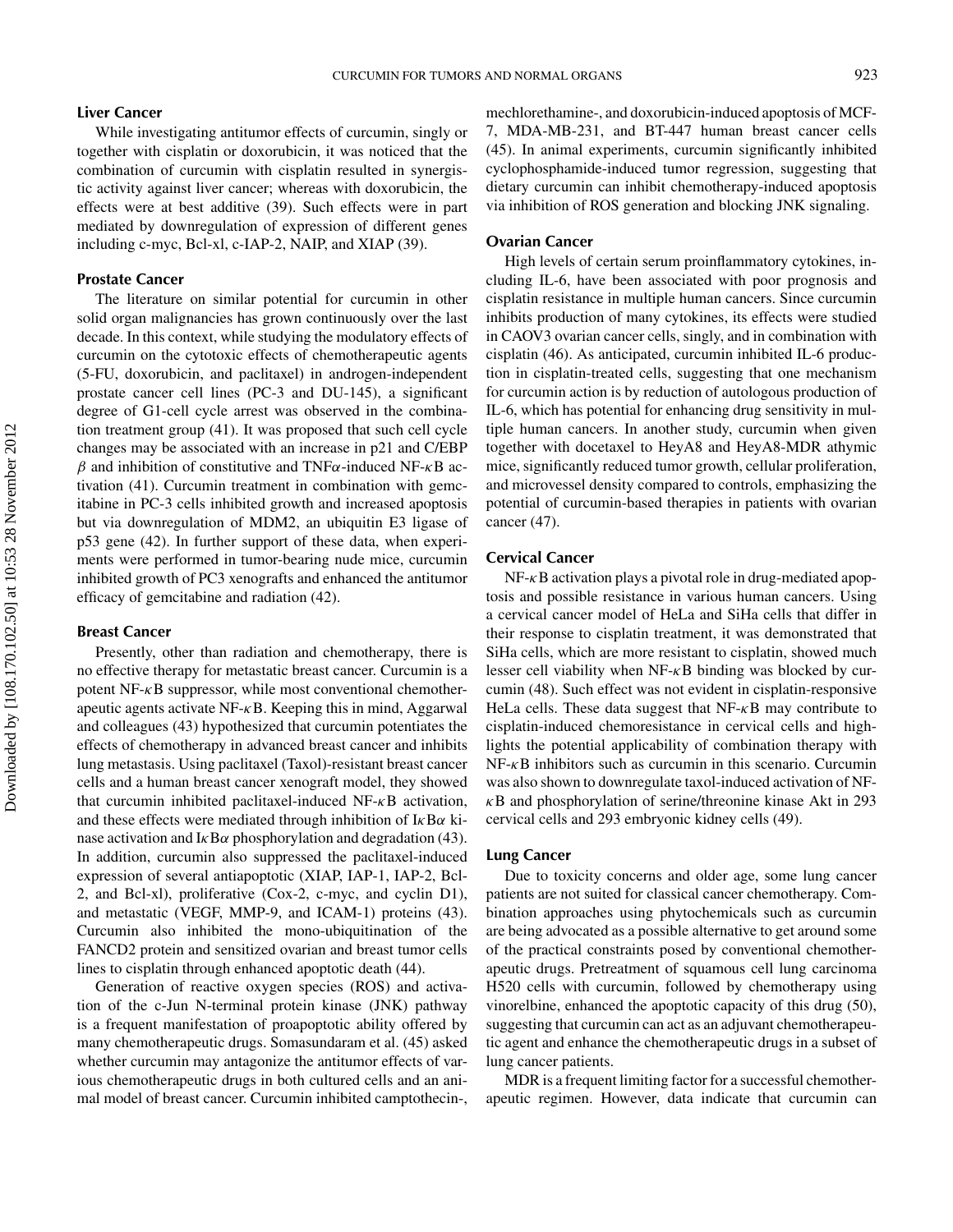### Liver Cancer

While investigating antitumor effects of curcumin, singly or together with cisplatin or doxorubicin, it was noticed that the combination of curcumin with cisplatin resulted in synergistic activity against liver cancer; whereas with doxorubicin, the effects were at best additive (39). Such effects were in part mediated by downregulation of expression of different genes including c-myc, Bcl-xl, c-IAP-2, NAIP, and XIAP (39).

### Prostate Cancer

The literature on similar potential for curcumin in other solid organ malignancies has grown continuously over the last decade. In this context, while studying the modulatory effects of curcumin on the cytotoxic effects of chemotherapeutic agents (5-FU, doxorubicin, and paclitaxel) in androgen-independent prostate cancer cell lines (PC-3 and DU-145), a significant degree of G1-cell cycle arrest was observed in the combination treatment group (41). It was proposed that such cell cycle changes may be associated with an increase in p21 and C/EBP $\beta$ and inhibition of constitutive and TNF$\alpha$-induced NF-$\kappa$B activation (41). Curcumin treatment in combination with gemcitabine in PC-3 cells inhibited growth and increased apoptosis but via downregulation of MDM2, an ubiquitin E3 ligase of p53 gene (42). In further support of these data, when experiments were performed in tumor-bearing nude mice, curcumin inhibited growth of PC3 xenografts and enhanced the antitumor efficacy of gemcitabine and radiation (42).

### Breast Cancer

Presently, other than radiation and chemotherapy, there is no effective therapy for metastatic breast cancer. Curcumin is a potent NF-$\kappa$B suppressor, while most conventional chemotherapeutic agents activate NF-$\kappa$B. Keeping this in mind, Aggarwal and colleagues (43) hypothesized that curcumin potentiates the effects of chemotherapy in advanced breast cancer and inhibits lung metastasis. Using paclitaxel (Taxol)-resistant breast cancer cells and a human breast cancer xenograft model, they showed that curcumin inhibited paclitaxel-induced NF-$\kappa$B activation, and these effects were mediated through inhibition of I$\kappa$B$\alpha$ kinase activation and I$\kappa$B$\alpha$ phosphorylation and degradation (43). In addition, curcumin also suppressed the paclitaxel-induced expression of several antiapoptotic (XIAP, IAP-1, IAP-2, Bcl-2, and Bcl-xl), proliferative (Cox-2, c-myc, and cyclin D1), and metastatic (VEGF, MMP-9, and ICAM-1) proteins (43). Curcumin also inhibited the mono-ubiquitination of the FANCD2 protein and sensitized ovarian and breast tumor cells lines to cisplatin through enhanced apoptotic death (44).

Generation of reactive oxygen species (ROS) and activation of the c-Jun N-terminal protein kinase (JNK) pathway is a frequent manifestation of proapoptotic ability offered by many chemotherapeutic drugs. Somasundaram et al. (45) asked whether curcumin may antagonize the antitumor effects of various chemotherapeutic drugs in both cultured cells and an animal model of breast cancer. Curcumin inhibited camptothecin-, mechlorethamine-, and doxorubicin-induced apoptosis of MCF-7, MDA-MB-231, and BT-447 human breast cancer cells (45). In animal experiments, curcumin significantly inhibited cyclophosphamide-induced tumor regression, suggesting that dietary curcumin can inhibit chemotherapy-induced apoptosis via inhibition of ROS generation and blocking JNK signaling.

### Ovarian Cancer

High levels of certain serum proinflammatory cytokines, including IL-6, have been associated with poor prognosis and cisplatin resistance in multiple human cancers. Since curcumin inhibits production of many cytokines, its effects were studied in CAOV3 ovarian cancer cells, singly, and in combination with cisplatin (46). As anticipated, curcumin inhibited IL-6 production in cisplatin-treated cells, suggesting that one mechanism for curcumin action is by reduction of autologous production of IL-6, which has potential for enhancing drug sensitivity in multiple human cancers. In another study, curcumin when given together with docetaxel to HeyA8 and HeyA8-MDR athymic mice, significantly reduced tumor growth, cellular proliferation, and microvessel density compared to controls, emphasizing the potential of curcumin-based therapies in patients with ovarian cancer (47).

### Cervical Cancer

NF-$\kappa$B activation plays a pivotal role in drug-mediated apoptosis and possible resistance in various human cancers. Using a cervical cancer model of HeLa and SiHa cells that differ in their response to cisplatin treatment, it was demonstrated that SiHa cells, which are more resistant to cisplatin, showed much lesser cell viability when NF-$\kappa$B binding was blocked by curcumin (48). Such effect was not evident in cisplatin-responsive HeLa cells. These data suggest that NF-$\kappa$B may contribute to cisplatin-induced chemoresistance in cervical cells and highlights the potential applicability of combination therapy with NF-$\kappa$B inhibitors such as curcumin in this scenario. Curcumin was also shown to downregulate taxol-induced activation of NF-$\kappa$B and phosphorylation of serine/threonine kinase Akt in 293 cervical cells and 293 embryonic kidney cells (49).

### Lung Cancer

Due to toxicity concerns and older age, some lung cancer patients are not suited for classical cancer chemotherapy. Combination approaches using phytochemicals such as curcumin are being advocated as a possible alternative to get around some of the practical constraints posed by conventional chemotherapeutic drugs. Pretreatment of squamous cell lung carcinoma H520 cells with curcumin, followed by chemotherapy using vinorelbine, enhanced the apoptotic capacity of this drug (50), suggesting that curcumin can act as an adjuvant chemotherapeutic agent and enhance the chemotherapeutic drugs in a subset of lung cancer patients.

MDR is a frequent limiting factor for a successful chemotherapeutic regimen. However, data indicate that curcumin can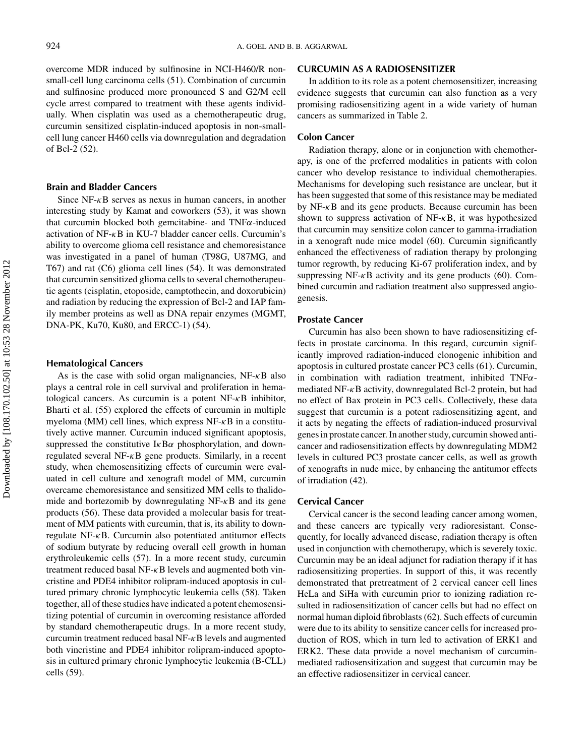overcome MDR induced by sulfinosine in NCI-H460/R non-small-cell lung carcinoma cells (51). Combination of curcumin and sulfinosine produced more pronounced S and G2/M cell cycle arrest compared to treatment with these agents individually. When cisplatin was used as a chemotherapeutic drug, curcumin sensitized cisplatin-induced apoptosis in non-small-cell lung cancer H460 cells via downregulation and degradation of Bcl-2 (52).

### Brain and Bladder Cancers

Since NF-$\kappa$B serves as nexus in human cancers, in another interesting study by Kamat and coworkers (53), it was shown that curcumin blocked both gemcitabine- and TNF$\alpha$-induced activation of NF-$\kappa$B in KU-7 bladder cancer cells. Curcumin's ability to overcome glioma cell resistance and chemoresistance was investigated in a panel of human (T98G, U87MG, and T67) and rat (C6) glioma cell lines (54). It was demonstrated that curcumin sensitized glioma cells to several chemotherapeutic agents (cisplatin, etoposide, camptothecin, and doxorubicin) and radiation by reducing the expression of Bcl-2 and IAP family member proteins as well as DNA repair enzymes (MGMT, DNA-PK, Ku70, Ku80, and ERCC-1) (54).

### Hematological Cancers

As is the case with solid organ malignancies, NF-$\kappa$B also plays a central role in cell survival and proliferation in hematological cancers. As curcumin is a potent NF-$\kappa$B inhibitor, Bharti et al. (55) explored the effects of curcumin in multiple myeloma (MM) cell lines, which express NF-$\kappa$B in a constitutively active manner. Curcumin induced significant apoptosis, suppressed the constitutive I$\kappa$B$\alpha$ phosphorylation, and downregulated several NF-$\kappa$B gene products. Similarly, in a recent study, when chemosensitizing effects of curcumin were evaluated in cell culture and xenograft model of MM, curcumin overcame chemoresistance and sensitized MM cells to thalidomide and bortezomib by downregulating NF-$\kappa$B and its gene products (56). These data provided a molecular basis for treatment of MM patients with curcumin, that is, its ability to downregulate NF-$\kappa$B. Curcumin also potentiated antitumor effects of sodium butyrate by reducing overall cell growth in human erythroleukemic cells (57). In a more recent study, curcumin treatment reduced basal NF-$\kappa$B levels and augmented both vincristine and PDE4 inhibitor rolipram-induced apoptosis in cultured primary chronic lymphocytic leukemia cells (58). Taken together, all of these studies have indicated a potent chemosensitizing potential of curcumin in overcoming resistance afforded by standard chemotherapeutic drugs. In a more recent study, curcumin treatment reduced basal NF-$\kappa$B levels and augmented both vincristine and PDE4 inhibitor rolipram-induced apoptosis in cultured primary chronic lymphocytic leukemia (B-CLL) cells (59).

## CURCUMIN AS A RADIOSENSITIZER

In addition to its role as a potent chemosensitizer, increasing evidence suggests that curcumin can also function as a very promising radiosensitizing agent in a wide variety of human cancers as summarized in Table 2.

### Colon Cancer

Radiation therapy, alone or in conjunction with chemotherapy, is one of the preferred modalities in patients with colon cancer who develop resistance to individual chemotherapies. Mechanisms for developing such resistance are unclear, but it has been suggested that some of this resistance may be mediated by NF-$\kappa$B and its gene products. Because curcumin has been shown to suppress activation of NF-$\kappa$B, it was hypothesized that curcumin may sensitize colon cancer to gamma-irradiation in a xenograft nude mice model (60). Curcumin significantly enhanced the effectiveness of radiation therapy by prolonging tumor regrowth, by reducing Ki-67 proliferation index, and by suppressing NF-$\kappa$B activity and its gene products (60). Combined curcumin and radiation treatment also suppressed angiogenesis.

### Prostate Cancer

Curcumin has also been shown to have radiosensitizing effects in prostate carcinoma. In this regard, curcumin significantly improved radiation-induced clonogenic inhibition and apoptosis in cultured prostate cancer PC3 cells (61). Curcumin, in combination with radiation treatment, inhibited TNF$\alpha$-mediated NF-$\kappa$B activity, downregulated Bcl-2 protein, but had no effect of Bax protein in PC3 cells. Collectively, these data suggest that curcumin is a potent radiosensitizing agent, and it acts by negating the effects of radiation-induced prosurvival genes in prostate cancer. In another study, curcumin showed anticancer and radiosensitization effects by downregulating MDM2 levels in cultured PC3 prostate cancer cells, as well as growth of xenografts in nude mice, by enhancing the antitumor effects of irradiation (42).

### Cervical Cancer

Cervical cancer is the second leading cancer among women, and these cancers are typically very radioresistant. Consequently, for locally advanced disease, radiation therapy is often used in conjunction with chemotherapy, which is severely toxic. Curcumin may be an ideal adjunct for radiation therapy if it has radiosensitizing properties. In support of this, it was recently demonstrated that pretreatment of 2 cervical cancer cell lines HeLa and SiHa with curcumin prior to ionizing radiation resulted in radiosensitization of cancer cells but had no effect on normal human diploid fibroblasts (62). Such effects of curcumin were due to its ability to sensitize cancer cells for increased production of ROS, which in turn led to activation of ERK1 and ERK2. These data provide a novel mechanism of curcumin-mediated radiosensitization and suggest that curcumin may be an effective radiosensitizer in cervical cancer.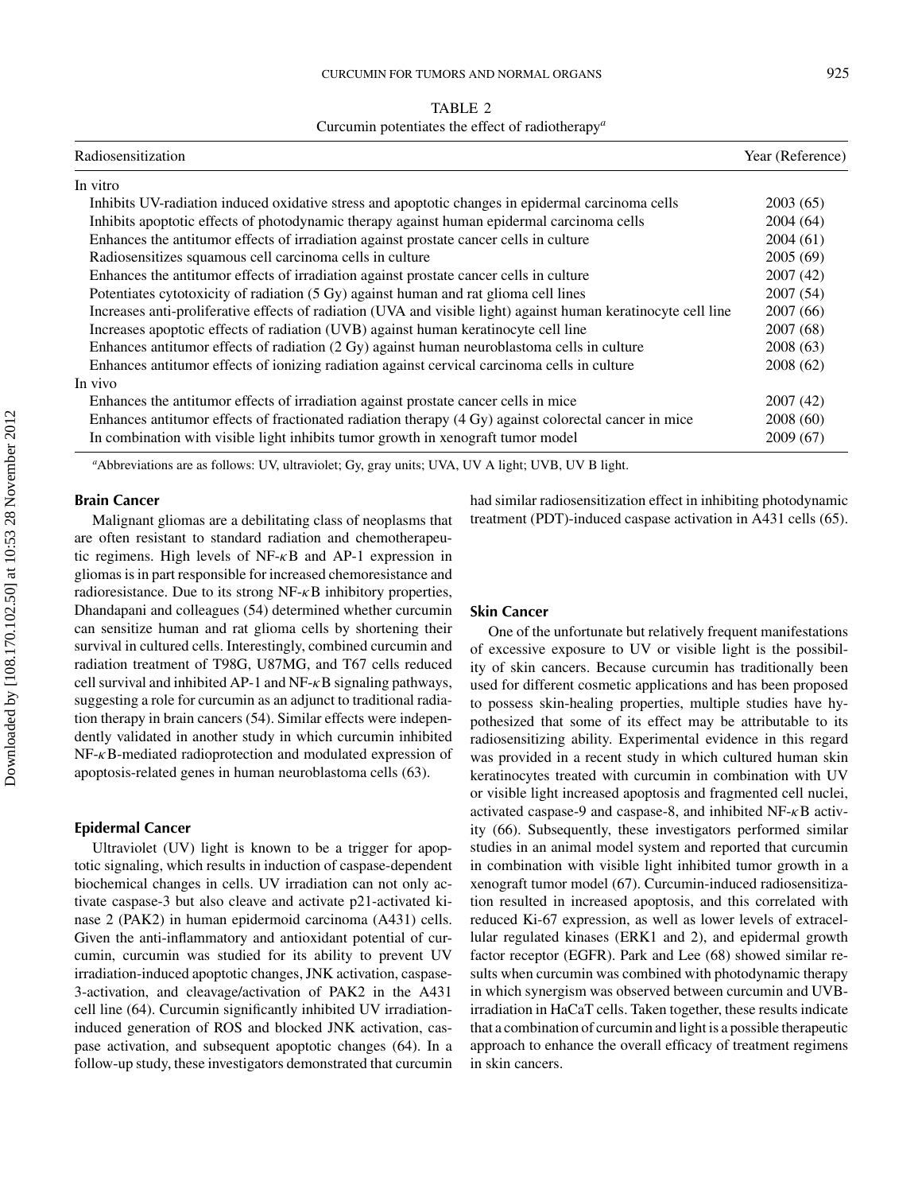TABLE 2

Curcumin potentiates the effect of radiotherapy[a]

| Radiosensitization | Year (Reference) |
|---|---|
| In vitro | |
| Inhibits UV-radiation induced oxidative stress and apoptotic changes in epidermal carcinoma cells | 2003 (65) |
| Inhibits apoptotic effects of photodynamic therapy against human epidermal carcinoma cells | 2004 (64) |
| Enhances the antitumor effects of irradiation against prostate cancer cells in culture | 2004 (61) |
| Radiosensitizes squamous cell carcinoma cells in culture | 2005 (69) |
| Enhances the antitumor effects of irradiation against prostate cancer cells in culture | 2007 (42) |
| Potentiates cytotoxicity of radiation (5 Gy) against human and rat glioma cell lines | 2007 (54) |
| Increases anti-proliferative effects of radiation (UVA and visible light) against human keratinocyte cell line | 2007 (66) |
| Increases apoptotic effects of radiation (UVB) against human keratinocyte cell line | 2007 (68) |
| Enhances antitumor effects of radiation (2 Gy) against human neuroblastoma cells in culture | 2008 (63) |
| Enhances antitumor effects of ionizing radiation against cervical carcinoma cells in culture | 2008 (62) |
| In vivo | |
| Enhances the antitumor effects of irradiation against prostate cancer cells in mice | 2007 (42) |
| Enhances antitumor effects of fractionated radiation therapy (4 Gy) against colorectal cancer in mice | 2008 (60) |
| In combination with visible light inhibits tumor growth in xenograft tumor model | 2009 (67) |

[a]Abbreviations are as follows: UV, ultraviolet; Gy, gray units; UVA, UV A light; UVB, UV B light.

## Brain Cancer

Malignant gliomas are a debilitating class of neoplasms that are often resistant to standard radiation and chemotherapeutic regimens. High levels of NF-$\kappa$B and AP-1 expression in gliomas is in part responsible for increased chemoresistance and radioresistance. Due to its strong NF-$\kappa$B inhibitory properties, Dhandapani and colleagues (54) determined whether curcumin can sensitize human and rat glioma cells by shortening their survival in cultured cells. Interestingly, combined curcumin and radiation treatment of T98G, U87MG, and T67 cells reduced cell survival and inhibited AP-1 and NF-$\kappa$B signaling pathways, suggesting a role for curcumin as an adjunct to traditional radiation therapy in brain cancers (54). Similar effects were independently validated in another study in which curcumin inhibited NF-$\kappa$B-mediated radioprotection and modulated expression of apoptosis-related genes in human neuroblastoma cells (63).

## Epidermal Cancer

Ultraviolet (UV) light is known to be a trigger for apoptotic signaling, which results in induction of caspase-dependent biochemical changes in cells. UV irradiation can not only activate caspase-3 but also cleave and activate p21-activated kinase 2 (PAK2) in human epidermoid carcinoma (A431) cells. Given the anti-inflammatory and antioxidant potential of curcumin, curcumin was studied for its ability to prevent UV irradiation-induced apoptotic changes, JNK activation, caspase-3-activation, and cleavage/activation of PAK2 in the A431 cell line (64). Curcumin significantly inhibited UV irradiation-induced generation of ROS and blocked JNK activation, caspase activation, and subsequent apoptotic changes (64). In a follow-up study, these investigators demonstrated that curcumin had similar radiosensitization effect in inhibiting photodynamic treatment (PDT)-induced caspase activation in A431 cells (65).

## Skin Cancer

One of the unfortunate but relatively frequent manifestations of excessive exposure to UV or visible light is the possibility of skin cancers. Because curcumin has traditionally been used for different cosmetic applications and has been proposed to possess skin-healing properties, multiple studies have hypothesized that some of its effect may be attributable to its radiosensitizing ability. Experimental evidence in this regard was provided in a recent study in which cultured human skin keratinocytes treated with curcumin in combination with UV or visible light increased apoptosis and fragmented cell nuclei, activated caspase-9 and caspase-8, and inhibited NF-$\kappa$B activity (66). Subsequently, these investigators performed similar studies in an animal model system and reported that curcumin in combination with visible light inhibited tumor growth in a xenograft tumor model (67). Curcumin-induced radiosensitization resulted in increased apoptosis, and this correlated with reduced Ki-67 expression, as well as lower levels of extracellular regulated kinases (ERK1 and 2), and epidermal growth factor receptor (EGFR). Park and Lee (68) showed similar results when curcumin was combined with photodynamic therapy in which synergism was observed between curcumin and UVB-irradiation in HaCaT cells. Taken together, these results indicate that a combination of curcumin and light is a possible therapeutic approach to enhance the overall efficacy of treatment regimens in skin cancers.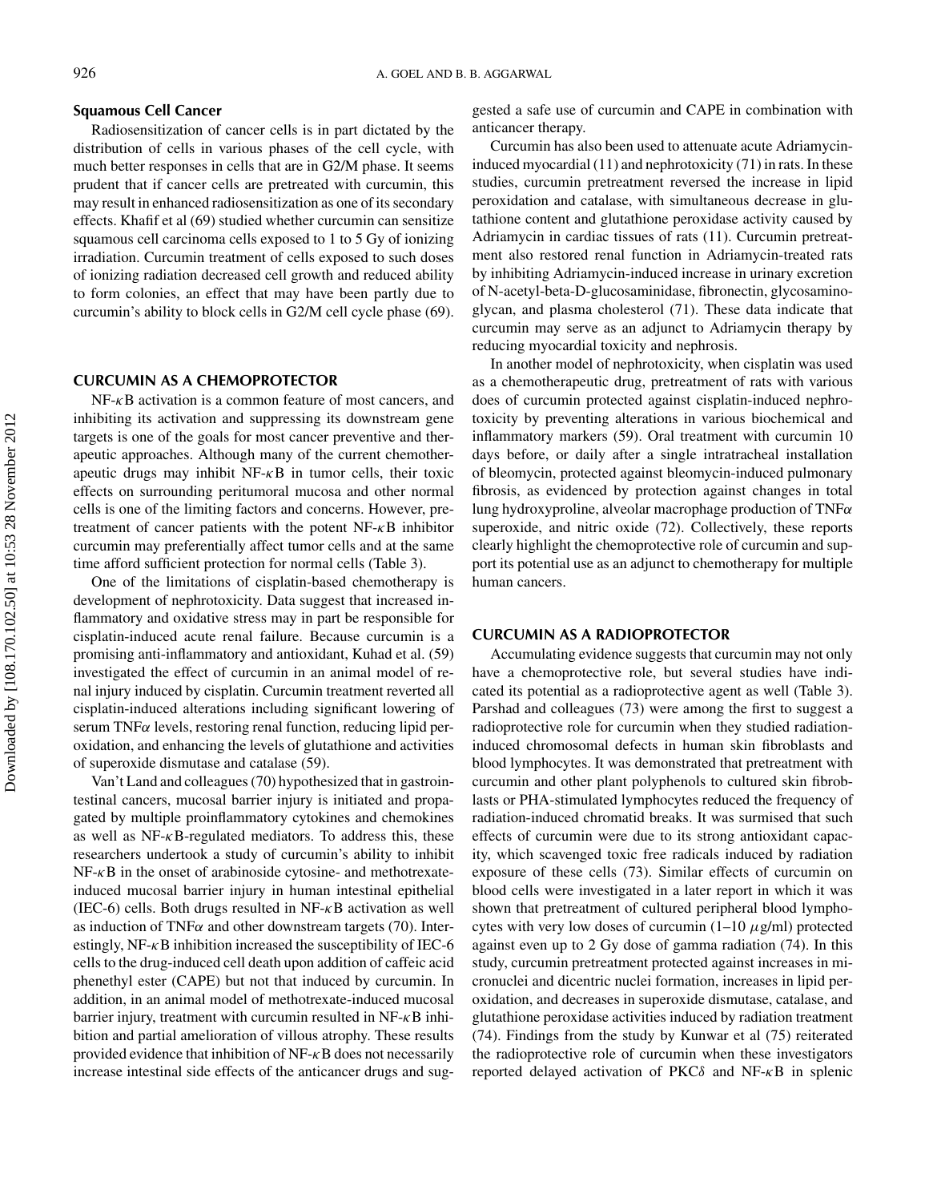## Squamous Cell Cancer

Radiosensitization of cancer cells is in part dictated by the distribution of cells in various phases of the cell cycle, with much better responses in cells that are in G2/M phase. It seems prudent that if cancer cells are pretreated with curcumin, this may result in enhanced radiosensitization as one of its secondary effects. Khafif et al (69) studied whether curcumin can sensitize squamous cell carcinoma cells exposed to 1 to 5 Gy of ionizing irradiation. Curcumin treatment of cells exposed to such doses of ionizing radiation decreased cell growth and reduced ability to form colonies, an effect that may have been partly due to curcumin's ability to block cells in G2/M cell cycle phase (69).

## CURCUMIN AS A CHEMOPROTECTOR

NF-$\kappa$B activation is a common feature of most cancers, and inhibiting its activation and suppressing its downstream gene targets is one of the goals for most cancer preventive and therapeutic approaches. Although many of the current chemotherapeutic drugs may inhibit NF-$\kappa$B in tumor cells, their toxic effects on surrounding peritumoral mucosa and other normal cells is one of the limiting factors and concerns. However, pretreatment of cancer patients with the potent NF-$\kappa$B inhibitor curcumin may preferentially affect tumor cells and at the same time afford sufficient protection for normal cells (Table 3).

One of the limitations of cisplatin-based chemotherapy is development of nephrotoxicity. Data suggest that increased inflammatory and oxidative stress may in part be responsible for cisplatin-induced acute renal failure. Because curcumin is a promising anti-inflammatory and antioxidant, Kuhad et al. (59) investigated the effect of curcumin in an animal model of renal injury induced by cisplatin. Curcumin treatment reverted all cisplatin-induced alterations including significant lowering of serum TNF$\alpha$ levels, restoring renal function, reducing lipid peroxidation, and enhancing the levels of glutathione and activities of superoxide dismutase and catalase (59).

Van't Land and colleagues (70) hypothesized that in gastrointestinal cancers, mucosal barrier injury is initiated and propagated by multiple proinflammatory cytokines and chemokines as well as NF-$\kappa$B-regulated mediators. To address this, these researchers undertook a study of curcumin's ability to inhibit NF-$\kappa$B in the onset of arabinoside cytosine- and methotrexate-induced mucosal barrier injury in human intestinal epithelial (IEC-6) cells. Both drugs resulted in NF-$\kappa$B activation as well as induction of TNF$\alpha$ and other downstream targets (70). Interestingly, NF-$\kappa$B inhibition increased the susceptibility of IEC-6 cells to the drug-induced cell death upon addition of caffeic acid phenethyl ester (CAPE) but not that induced by curcumin. In addition, in an animal model of methotrexate-induced mucosal barrier injury, treatment with curcumin resulted in NF-$\kappa$B inhibition and partial amelioration of villous atrophy. These results provided evidence that inhibition of NF-$\kappa$B does not necessarily increase intestinal side effects of the anticancer drugs and suggested a safe use of curcumin and CAPE in combination with anticancer therapy.

Curcumin has also been used to attenuate acute Adriamycin-induced myocardial (11) and nephrotoxicity (71) in rats. In these studies, curcumin pretreatment reversed the increase in lipid peroxidation and catalase, with simultaneous decrease in glutathione content and glutathione peroxidase activity caused by Adriamycin in cardiac tissues of rats (11). Curcumin pretreatment also restored renal function in Adriamycin-treated rats by inhibiting Adriamycin-induced increase in urinary excretion of N-acetyl-beta-D-glucosaminidase, fibronectin, glycosaminoglycan, and plasma cholesterol (71). These data indicate that curcumin may serve as an adjunct to Adriamycin therapy by reducing myocardial toxicity and nephrosis.

In another model of nephrotoxicity, when cisplatin was used as a chemotherapeutic drug, pretreatment of rats with various does of curcumin protected against cisplatin-induced nephrotoxicity by preventing alterations in various biochemical and inflammatory markers (59). Oral treatment with curcumin 10 days before, or daily after a single intratracheal installation of bleomycin, protected against bleomycin-induced pulmonary fibrosis, as evidenced by protection against changes in total lung hydroxyproline, alveolar macrophage production of TNF$\alpha$ superoxide, and nitric oxide (72). Collectively, these reports clearly highlight the chemoprotective role of curcumin and support its potential use as an adjunct to chemotherapy for multiple human cancers.

## CURCUMIN AS A RADIOPROTECTOR

Accumulating evidence suggests that curcumin may not only have a chemoprotective role, but several studies have indicated its potential as a radioprotective agent as well (Table 3). Parshad and colleagues (73) were among the first to suggest a radioprotective role for curcumin when they studied radiation-induced chromosomal defects in human skin fibroblasts and blood lymphocytes. It was demonstrated that pretreatment with curcumin and other plant polyphenols to cultured skin fibroblasts or PHA-stimulated lymphocytes reduced the frequency of radiation-induced chromatid breaks. It was surmised that such effects of curcumin were due to its strong antioxidant capacity, which scavenged toxic free radicals induced by radiation exposure of these cells (73). Similar effects of curcumin on blood cells were investigated in a later report in which it was shown that pretreatment of cultured peripheral blood lymphocytes with very low doses of curcumin (1–10 $\mu$g/ml) protected against even up to 2 Gy dose of gamma radiation (74). In this study, curcumin pretreatment protected against increases in micronuclei and dicentric nuclei formation, increases in lipid peroxidation, and decreases in superoxide dismutase, catalase, and glutathione peroxidase activities induced by radiation treatment (74). Findings from the study by Kunwar et al (75) reiterated the radioprotective role of curcumin when these investigators reported delayed activation of PKC$\delta$ and NF-$\kappa$B in splenic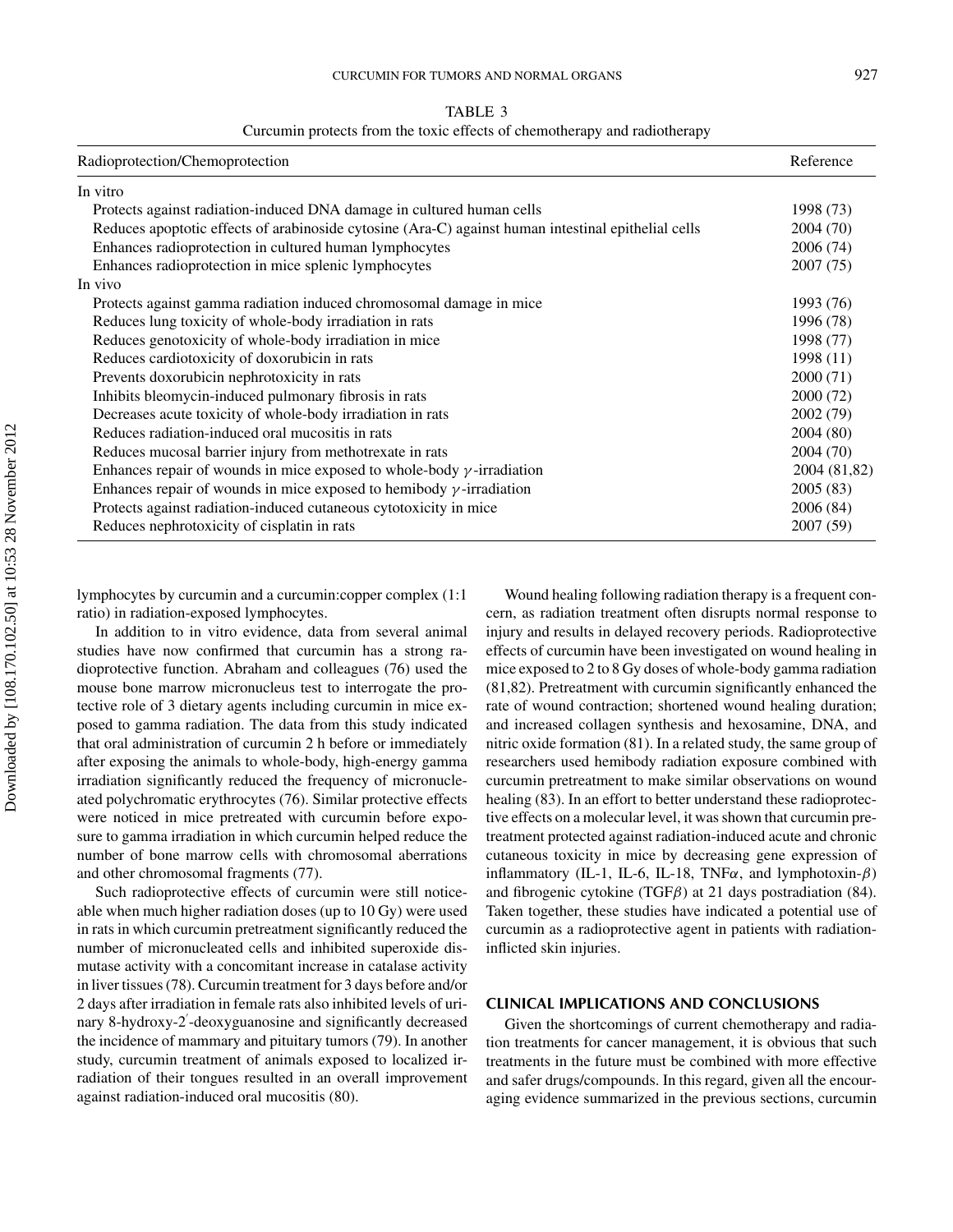TABLE 3
Curcumin protects from the toxic effects of chemotherapy and radiotherapy

| Radioprotection/Chemoprotection | Reference |
|---|---|
| In vitro | |
| Protects against radiation-induced DNA damage in cultured human cells | 1998 (73) |
| Reduces apoptotic effects of arabinoside cytosine (Ara-C) against human intestinal epithelial cells | 2004 (70) |
| Enhances radioprotection in cultured human lymphocytes | 2006 (74) |
| Enhances radioprotection in mice splenic lymphocytes | 2007 (75) |
| In vivo | |
| Protects against gamma radiation induced chromosomal damage in mice | 1993 (76) |
| Reduces lung toxicity of whole-body irradiation in rats | 1996 (78) |
| Reduces genotoxicity of whole-body irradiation in mice | 1998 (77) |
| Reduces cardiotoxicity of doxorubicin in rats | 1998 (11) |
| Prevents doxorubicin nephrotoxicity in rats | 2000 (71) |
| Inhibits bleomycin-induced pulmonary fibrosis in rats | 2000 (72) |
| Decreases acute toxicity of whole-body irradiation in rats | 2002 (79) |
| Reduces radiation-induced oral mucositis in rats | 2004 (80) |
| Reduces mucosal barrier injury from methotrexate in rats | 2004 (70) |
| Enhances repair of wounds in mice exposed to whole-body $\gamma$-irradiation | 2004 (81,82) |
| Enhances repair of wounds in mice exposed to hemibody $\gamma$-irradiation | 2005 (83) |
| Protects against radiation-induced cutaneous cytotoxicity in mice | 2006 (84) |
| Reduces nephrotoxicity of cisplatin in rats | 2007 (59) |

lymphocytes by curcumin and a curcumin:copper complex (1:1 ratio) in radiation-exposed lymphocytes.

In addition to in vitro evidence, data from several animal studies have now confirmed that curcumin has a strong radioprotective function. Abraham and colleagues (76) used the mouse bone marrow micronucleus test to interrogate the protective role of 3 dietary agents including curcumin in mice exposed to gamma radiation. The data from this study indicated that oral administration of curcumin 2 h before or immediately after exposing the animals to whole-body, high-energy gamma irradiation significantly reduced the frequency of micronucleated polychromatic erythrocytes (76). Similar protective effects were noticed in mice pretreated with curcumin before exposure to gamma irradiation in which curcumin helped reduce the number of bone marrow cells with chromosomal aberrations and other chromosomal fragments (77).

Such radioprotective effects of curcumin were still noticeable when much higher radiation doses (up to 10 Gy) were used in rats in which curcumin pretreatment significantly reduced the number of micronucleated cells and inhibited superoxide dismutase activity with a concomitant increase in catalase activity in liver tissues (78). Curcumin treatment for 3 days before and/or 2 days after irradiation in female rats also inhibited levels of urinary 8-hydroxy-2′-deoxyguanosine and significantly decreased the incidence of mammary and pituitary tumors (79). In another study, curcumin treatment of animals exposed to localized irradiation of their tongues resulted in an overall improvement against radiation-induced oral mucositis (80).

Wound healing following radiation therapy is a frequent concern, as radiation treatment often disrupts normal response to injury and results in delayed recovery periods. Radioprotective effects of curcumin have been investigated on wound healing in mice exposed to 2 to 8 Gy doses of whole-body gamma radiation (81,82). Pretreatment with curcumin significantly enhanced the rate of wound contraction; shortened wound healing duration; and increased collagen synthesis and hexosamine, DNA, and nitric oxide formation (81). In a related study, the same group of researchers used hemibody radiation exposure combined with curcumin pretreatment to make similar observations on wound healing (83). In an effort to better understand these radioprotective effects on a molecular level, it was shown that curcumin pretreatment protected against radiation-induced acute and chronic cutaneous toxicity in mice by decreasing gene expression of inflammatory (IL-1, IL-6, IL-18, TNF$\alpha$, and lymphotoxin-$\beta$) and fibrogenic cytokine (TGF$\beta$) at 21 days postradiation (84). Taken together, these studies have indicated a potential use of curcumin as a radioprotective agent in patients with radiation-inflicted skin injuries.

## CLINICAL IMPLICATIONS AND CONCLUSIONS

Given the shortcomings of current chemotherapy and radiation treatments for cancer management, it is obvious that such treatments in the future must be combined with more effective and safer drugs/compounds. In this regard, given all the encouraging evidence summarized in the previous sections, curcumin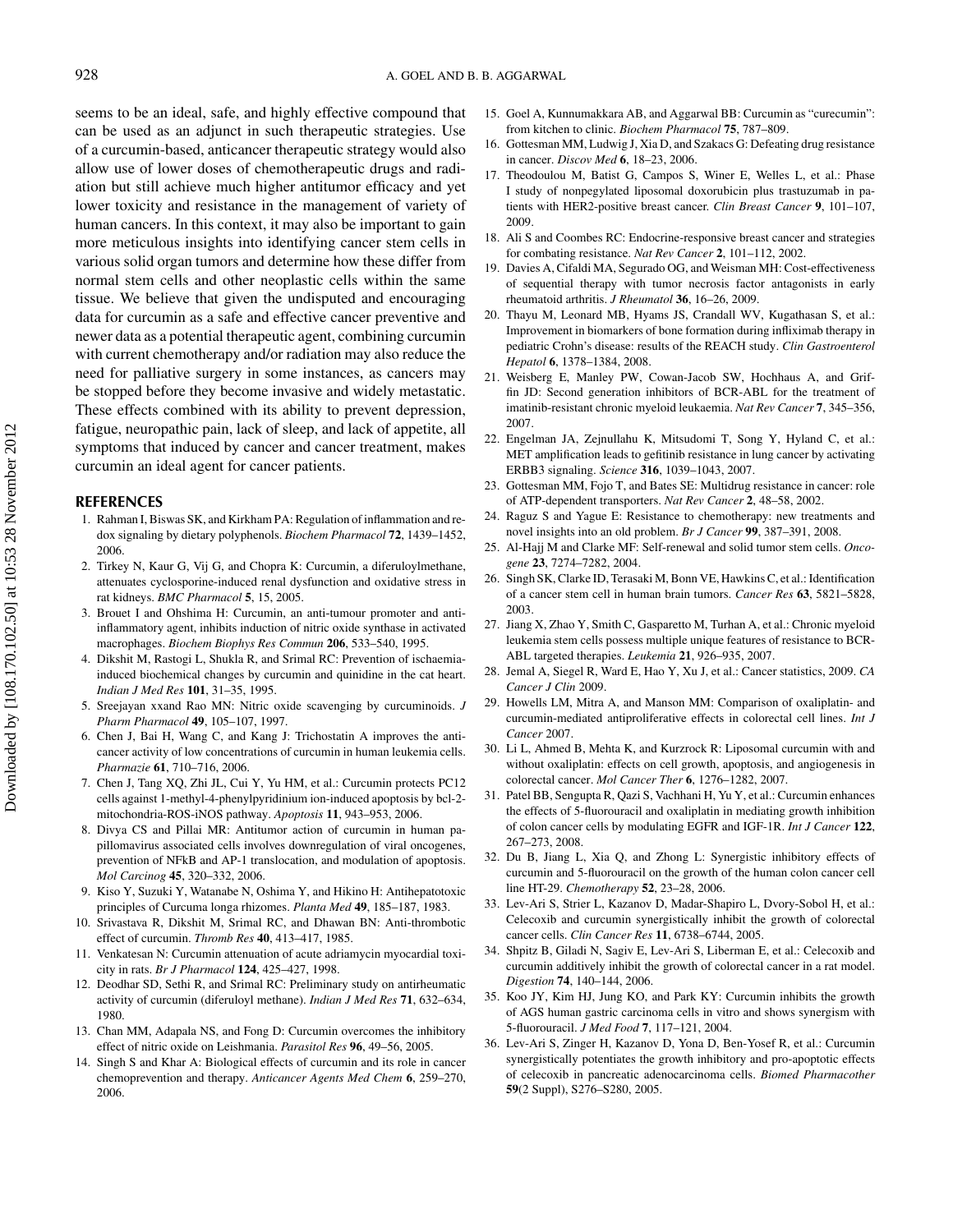seems to be an ideal, safe, and highly effective compound that can be used as an adjunct in such therapeutic strategies. Use of a curcumin-based, anticancer therapeutic strategy would also allow use of lower doses of chemotherapeutic drugs and radiation but still achieve much higher antitumor efficacy and yet lower toxicity and resistance in the management of variety of human cancers. In this context, it may also be important to gain more meticulous insights into identifying cancer stem cells in various solid organ tumors and determine how these differ from normal stem cells and other neoplastic cells within the same tissue. We believe that given the undisputed and encouraging data for curcumin as a safe and effective cancer preventive and newer data as a potential therapeutic agent, combining curcumin with current chemotherapy and/or radiation may also reduce the need for palliative surgery in some instances, as cancers may be stopped before they become invasive and widely metastatic. These effects combined with its ability to prevent depression, fatigue, neuropathic pain, lack of sleep, and lack of appetite, all symptoms that induced by cancer and cancer treatment, makes curcumin an ideal agent for cancer patients.

## REFERENCES

1. Rahman I, Biswas SK, and Kirkham PA: Regulation of inflammation and redox signaling by dietary polyphenols. *Biochem Pharmacol* **72**, 1439–1452, 2006.
2. Tirkey N, Kaur G, Vij G, and Chopra K: Curcumin, a diferuloylmethane, attenuates cyclosporine-induced renal dysfunction and oxidative stress in rat kidneys. *BMC Pharmacol* **5**, 15, 2005.
3. Brouet I and Ohshima H: Curcumin, an anti-tumour promoter and anti-inflammatory agent, inhibits induction of nitric oxide synthase in activated macrophages. *Biochem Biophys Res Commun* **206**, 533–540, 1995.
4. Dikshit M, Rastogi L, Shukla R, and Srimal RC: Prevention of ischaemia-induced biochemical changes by curcumin and quinidine in the cat heart. *Indian J Med Res* **101**, 31–35, 1995.
5. Sreejayan xxand Rao MN: Nitric oxide scavenging by curcuminoids. *J Pharm Pharmacol* **49**, 105–107, 1997.
6. Chen J, Bai H, Wang C, and Kang J: Trichostatin A improves the anticancer activity of low concentrations of curcumin in human leukemia cells. *Pharmazie* **61**, 710–716, 2006.
7. Chen J, Tang XQ, Zhi JL, Cui Y, Yu HM, et al.: Curcumin protects PC12 cells against 1-methyl-4-phenylpyridinium ion-induced apoptosis by bcl-2-mitochondria-ROS-iNOS pathway. *Apoptosis* **11**, 943–953, 2006.
8. Divya CS and Pillai MR: Antitumor action of curcumin in human papillomavirus associated cells involves downregulation of viral oncogenes, prevention of NFkB and AP-1 translocation, and modulation of apoptosis. *Mol Carcinog* **45**, 320–332, 2006.
9. Kiso Y, Suzuki Y, Watanabe N, Oshima Y, and Hikino H: Antihepatotoxic principles of Curcuma longa rhizomes. *Planta Med* **49**, 185–187, 1983.
10. Srivastava R, Dikshit M, Srimal RC, and Dhawan BN: Anti-thrombotic effect of curcumin. *Thromb Res* **40**, 413–417, 1985.
11. Venkatesan N: Curcumin attenuation of acute adriamycin myocardial toxicity in rats. *Br J Pharmacol* **124**, 425–427, 1998.
12. Deodhar SD, Sethi R, and Srimal RC: Preliminary study on antirheumatic activity of curcumin (diferuloyl methane). *Indian J Med Res* **71**, 632–634, 1980.
13. Chan MM, Adapala NS, and Fong D: Curcumin overcomes the inhibitory effect of nitric oxide on Leishmania. *Parasitol Res* **96**, 49–56, 2005.
14. Singh S and Khar A: Biological effects of curcumin and its role in cancer chemoprevention and therapy. *Anticancer Agents Med Chem* **6**, 259–270, 2006.
15. Goel A, Kunnumakkara AB, and Aggarwal BB: Curcumin as "curecumin": from kitchen to clinic. *Biochem Pharmacol* **75**, 787–809.
16. Gottesman MM, Ludwig J, Xia D, and Szakacs G: Defeating drug resistance in cancer. *Discov Med* **6**, 18–23, 2006.
17. Theodoulou M, Batist G, Campos S, Winer E, Welles L, et al.: Phase I study of nonpegylated liposomal doxorubicin plus trastuzumab in patients with HER2-positive breast cancer. *Clin Breast Cancer* **9**, 101–107, 2009.
18. Ali S and Coombes RC: Endocrine-responsive breast cancer and strategies for combating resistance. *Nat Rev Cancer* **2**, 101–112, 2002.
19. Davies A, Cifaldi MA, Segurado OG, and Weisman MH: Cost-effectiveness of sequential therapy with tumor necrosis factor antagonists in early rheumatoid arthritis. *J Rheumatol* **36**, 16–26, 2009.
20. Thayu M, Leonard MB, Hyams JS, Crandall WV, Kugathasan S, et al.: Improvement in biomarkers of bone formation during infliximab therapy in pediatric Crohn's disease: results of the REACH study. *Clin Gastroenterol Hepatol* **6**, 1378–1384, 2008.
21. Weisberg E, Manley PW, Cowan-Jacob SW, Hochhaus A, and Griffin JD: Second generation inhibitors of BCR-ABL for the treatment of imatinib-resistant chronic myeloid leukaemia. *Nat Rev Cancer* **7**, 345–356, 2007.
22. Engelman JA, Zejnullahu K, Mitsudomi T, Song Y, Hyland C, et al.: MET amplification leads to gefitinib resistance in lung cancer by activating ERBB3 signaling. *Science* **316**, 1039–1043, 2007.
23. Gottesman MM, Fojo T, and Bates SE: Multidrug resistance in cancer: role of ATP-dependent transporters. *Nat Rev Cancer* **2**, 48–58, 2002.
24. Raguz S and Yague E: Resistance to chemotherapy: new treatments and novel insights into an old problem. *Br J Cancer* **99**, 387–391, 2008.
25. Al-Hajj M and Clarke MF: Self-renewal and solid tumor stem cells. *Oncogene* **23**, 7274–7282, 2004.
26. Singh SK, Clarke ID, Terasaki M, Bonn VE, Hawkins C, et al.: Identification of a cancer stem cell in human brain tumors. *Cancer Res* **63**, 5821–5828, 2003.
27. Jiang X, Zhao Y, Smith C, Gasparetto M, Turhan A, et al.: Chronic myeloid leukemia stem cells possess multiple unique features of resistance to BCR-ABL targeted therapies. *Leukemia* **21**, 926–935, 2007.
28. Jemal A, Siegel R, Ward E, Hao Y, Xu J, et al.: Cancer statistics, 2009. *CA Cancer J Clin* 2009.
29. Howells LM, Mitra A, and Manson MM: Comparison of oxaliplatin- and curcumin-mediated antiproliferative effects in colorectal cell lines. *Int J Cancer* 2007.
30. Li L, Ahmed B, Mehta K, and Kurzrock R: Liposomal curcumin with and without oxaliplatin: effects on cell growth, apoptosis, and angiogenesis in colorectal cancer. *Mol Cancer Ther* **6**, 1276–1282, 2007.
31. Patel BB, Sengupta R, Qazi S, Vachhani H, Yu Y, et al.: Curcumin enhances the effects of 5-fluorouracil and oxaliplatin in mediating growth inhibition of colon cancer cells by modulating EGFR and IGF-1R. *Int J Cancer* **122**, 267–273, 2008.
32. Du B, Jiang L, Xia Q, and Zhong L: Synergistic inhibitory effects of curcumin and 5-fluorouracil on the growth of the human colon cancer cell line HT-29. *Chemotherapy* **52**, 23–28, 2006.
33. Lev-Ari S, Strier L, Kazanov D, Madar-Shapiro L, Dvory-Sobol H, et al.: Celecoxib and curcumin synergistically inhibit the growth of colorectal cancer cells. *Clin Cancer Res* **11**, 6738–6744, 2005.
34. Shpitz B, Giladi N, Sagiv E, Lev-Ari S, Liberman E, et al.: Celecoxib and curcumin additively inhibit the growth of colorectal cancer in a rat model. *Digestion* **74**, 140–144, 2006.
35. Koo JY, Kim HJ, Jung KO, and Park KY: Curcumin inhibits the growth of AGS human gastric carcinoma cells in vitro and shows synergism with 5-fluorouracil. *J Med Food* **7**, 117–121, 2004.
36. Lev-Ari S, Zinger H, Kazanov D, Yona D, Ben-Yosef R, et al.: Curcumin synergistically potentiates the growth inhibitory and pro-apoptotic effects of celecoxib in pancreatic adenocarcinoma cells. *Biomed Pharmacother* **59**(2 Suppl), S276–S280, 2005.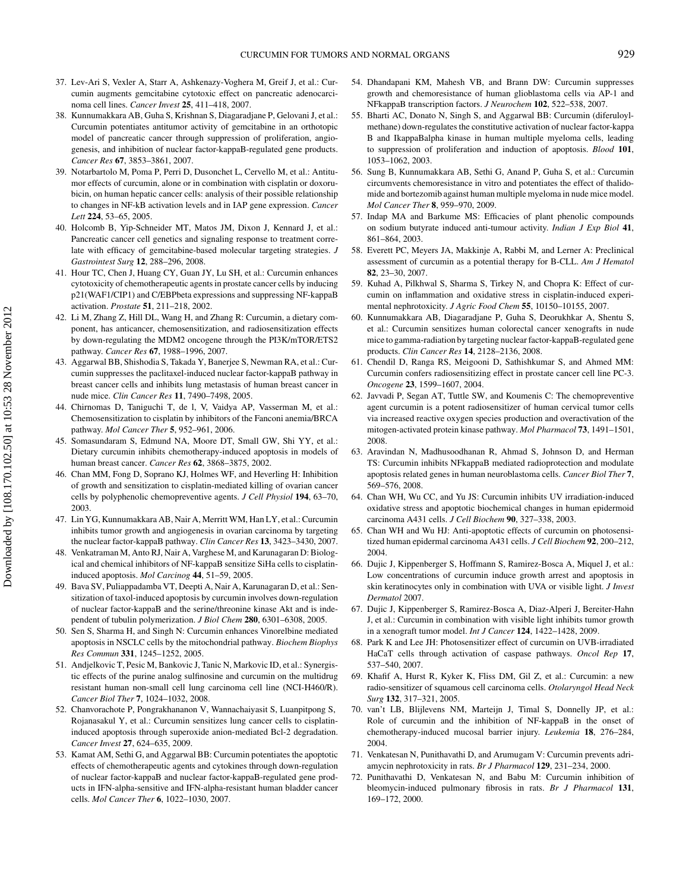37. Lev-Ari S, Vexler A, Starr A, Ashkenazy-Voghera M, Greif J, et al.: Curcumin augments gemcitabine cytotoxic effect on pancreatic adenocarcinoma cell lines. *Cancer Invest* **25**, 411–418, 2007.
38. Kunnumakkara AB, Guha S, Krishnan S, Diagaradjane P, Gelovani J, et al.: Curcumin potentiates antitumor activity of gemcitabine in an orthotopic model of pancreatic cancer through suppression of proliferation, angiogenesis, and inhibition of nuclear factor-kappaB-regulated gene products. *Cancer Res* **67**, 3853–3861, 2007.
39. Notarbartolo M, Poma P, Perri D, Dusonchet L, Cervello M, et al.: Antitumor effects of curcumin, alone or in combination with cisplatin or doxorubicin, on human hepatic cancer cells: analysis of their possible relationship to changes in NF-kB activation levels and in IAP gene expression. *Cancer Lett* **224**, 53–65, 2005.
40. Holcomb B, Yip-Schneider MT, Matos JM, Dixon J, Kennard J, et al.: Pancreatic cancer cell genetics and signaling response to treatment correlate with efficacy of gemcitabine-based molecular targeting strategies. *J Gastrointest Surg* **12**, 288–296, 2008.
41. Hour TC, Chen J, Huang CY, Guan JY, Lu SH, et al.: Curcumin enhances cytotoxicity of chemotherapeutic agents in prostate cancer cells by inducing p21(WAF1/CIP1) and C/EBPbeta expressions and suppressing NF-kappaB activation. *Prostate* **51**, 211–218, 2002.
42. Li M, Zhang Z, Hill DL, Wang H, and Zhang R: Curcumin, a dietary component, has anticancer, chemosensitization, and radiosensitization effects by down-regulating the MDM2 oncogene through the PI3K/mTOR/ETS2 pathway. *Cancer Res* **67**, 1988–1996, 2007.
43. Aggarwal BB, Shishodia S, Takada Y, Banerjee S, Newman RA, et al.: Curcumin suppresses the paclitaxel-induced nuclear factor-kappaB pathway in breast cancer cells and inhibits lung metastasis of human breast cancer in nude mice. *Clin Cancer Res* **11**, 7490–7498, 2005.
44. Chirnomas D, Taniguchi T, de l, V, Vaidya AP, Vasserman M, et al.: Chemosensitization to cisplatin by inhibitors of the Fanconi anemia/BRCA pathway. *Mol Cancer Ther* **5**, 952–961, 2006.
45. Somasundaram S, Edmund NA, Moore DT, Small GW, Shi YY, et al.: Dietary curcumin inhibits chemotherapy-induced apoptosis in models of human breast cancer. *Cancer Res* **62**, 3868–3875, 2002.
46. Chan MM, Fong D, Soprano KJ, Holmes WF, and Heverling H: Inhibition of growth and sensitization to cisplatin-mediated killing of ovarian cancer cells by polyphenolic chemopreventive agents. *J Cell Physiol* **194**, 63–70, 2003.
47. Lin YG, Kunnumakkara AB, Nair A, Merritt WM, Han LY, et al.: Curcumin inhibits tumor growth and angiogenesis in ovarian carcinoma by targeting the nuclear factor-kappaB pathway. *Clin Cancer Res* **13**, 3423–3430, 2007.
48. Venkatraman M, Anto RJ, Nair A, Varghese M, and Karunagaran D: Biological and chemical inhibitors of NF-kappaB sensitize SiHa cells to cisplatin-induced apoptosis. *Mol Carcinog* **44**, 51–59, 2005.
49. Bava SV, Puliappadamba VT, Deepti A, Nair A, Karunagaran D, et al.: Sensitization of taxol-induced apoptosis by curcumin involves down-regulation of nuclear factor-kappaB and the serine/threonine kinase Akt and is independent of tubulin polymerization. *J Biol Chem* **280**, 6301–6308, 2005.
50. Sen S, Sharma H, and Singh N: Curcumin enhances Vinorelbine mediated apoptosis in NSCLC cells by the mitochondrial pathway. *Biochem Biophys Res Commun* **331**, 1245–1252, 2005.
51. Andjelkovic T, Pesic M, Bankovic J, Tanic N, Markovic ID, et al.: Synergistic effects of the purine analog sulfinosine and curcumin on the multidrug resistant human non-small cell lung carcinoma cell line (NCI-H460/R). *Cancer Biol Ther* **7**, 1024–1032, 2008.
52. Chanvorachote P, Pongrakhananon V, Wannachaiyasit S, Luanpitpong S, Rojanasakul Y, et al.: Curcumin sensitizes lung cancer cells to cisplatin-induced apoptosis through superoxide anion-mediated Bcl-2 degradation. *Cancer Invest* **27**, 624–635, 2009.
53. Kamat AM, Sethi G, and Aggarwal BB: Curcumin potentiates the apoptotic effects of chemotherapeutic agents and cytokines through down-regulation of nuclear factor-kappaB and nuclear factor-kappaB-regulated gene products in IFN-alpha-sensitive and IFN-alpha-resistant human bladder cancer cells. *Mol Cancer Ther* **6**, 1022–1030, 2007.
54. Dhandapani KM, Mahesh VB, and Brann DW: Curcumin suppresses growth and chemoresistance of human glioblastoma cells via AP-1 and NFkappaB transcription factors. *J Neurochem* **102**, 522–538, 2007.
55. Bharti AC, Donato N, Singh S, and Aggarwal BB: Curcumin (diferuloylmethane) down-regulates the constitutive activation of nuclear factor-kappa B and IkappaBalpha kinase in human multiple myeloma cells, leading to suppression of proliferation and induction of apoptosis. *Blood* **101**, 1053–1062, 2003.
56. Sung B, Kunnumakkara AB, Sethi G, Anand P, Guha S, et al.: Curcumin circumvents chemoresistance in vitro and potentiates the effect of thalidomide and bortezomib against human multiple myeloma in nude mice model. *Mol Cancer Ther* **8**, 959–970, 2009.
57. Indap MA and Barkume MS: Efficacies of plant phenolic compounds on sodium butyrate induced anti-tumour activity. *Indian J Exp Biol* **41**, 861–864, 2003.
58. Everett PC, Meyers JA, Makkinje A, Rabbi M, and Lerner A: Preclinical assessment of curcumin as a potential therapy for B-CLL. *Am J Hematol* **82**, 23–30, 2007.
59. Kuhad A, Pilkhwal S, Sharma S, Tirkey N, and Chopra K: Effect of curcumin on inflammation and oxidative stress in cisplatin-induced experimental nephrotoxicity. *J Agric Food Chem* **55**, 10150–10155, 2007.
60. Kunnumakkara AB, Diagaradjane P, Guha S, Deorukhkar A, Shentu S, et al.: Curcumin sensitizes human colorectal cancer xenografts in nude mice to gamma-radiation by targeting nuclear factor-kappaB-regulated gene products. *Clin Cancer Res* **14**, 2128–2136, 2008.
61. Chendil D, Ranga RS, Meigooni D, Sathishkumar S, and Ahmed MM: Curcumin confers radiosensitizing effect in prostate cancer cell line PC-3. *Oncogene* **23**, 1599–1607, 2004.
62. Javvadi P, Segan AT, Tuttle SW, and Koumenis C: The chemopreventive agent curcumin is a potent radiosensitizer of human cervical tumor cells via increased reactive oxygen species production and overactivation of the mitogen-activated protein kinase pathway. *Mol Pharmacol* **73**, 1491–1501, 2008.
63. Aravindan N, Madhusoodhanan R, Ahmad S, Johnson D, and Herman TS: Curcumin inhibits NFkappaB mediated radioprotection and modulate apoptosis related genes in human neuroblastoma cells. *Cancer Biol Ther* **7**, 569–576, 2008.
64. Chan WH, Wu CC, and Yu JS: Curcumin inhibits UV irradiation-induced oxidative stress and apoptotic biochemical changes in human epidermoid carcinoma A431 cells. *J Cell Biochem* **90**, 327–338, 2003.
65. Chan WH and Wu HJ: Anti-apoptotic effects of curcumin on photosensitized human epidermal carcinoma A431 cells. *J Cell Biochem* **92**, 200–212, 2004.
66. Dujic J, Kippenberger S, Hoffmann S, Ramirez-Bosca A, Miquel J, et al.: Low concentrations of curcumin induce growth arrest and apoptosis in skin keratinocytes only in combination with UVA or visible light. *J Invest Dermatol* 2007.
67. Dujic J, Kippenberger S, Ramirez-Bosca A, Diaz-Alperi J, Bereiter-Hahn J, et al.: Curcumin in combination with visible light inhibits tumor growth in a xenograft tumor model. *Int J Cancer* **124**, 1422–1428, 2009.
68. Park K and Lee JH: Photosensitizer effect of curcumin on UVB-irradiated HaCaT cells through activation of caspase pathways. *Oncol Rep* **17**, 537–540, 2007.
69. Khafif A, Hurst R, Kyker K, Fliss DM, Gil Z, et al.: Curcumin: a new radio-sensitizer of squamous cell carcinoma cells. *Otolaryngol Head Neck Surg* **132**, 317–321, 2005.
70. van't LB, Blijlevens NM, Marteijn J, Timal S, Donnelly JP, et al.: Role of curcumin and the inhibition of NF-kappaB in the onset of chemotherapy-induced mucosal barrier injury. *Leukemia* **18**, 276–284, 2004.
71. Venkatesan N, Punithavathi D, and Arumugam V: Curcumin prevents adriamycin nephrotoxicity in rats. *Br J Pharmacol* **129**, 231–234, 2000.
72. Punithavathi D, Venkatesan N, and Babu M: Curcumin inhibition of bleomycin-induced pulmonary fibrosis in rats. *Br J Pharmacol* **131**, 169–172, 2000.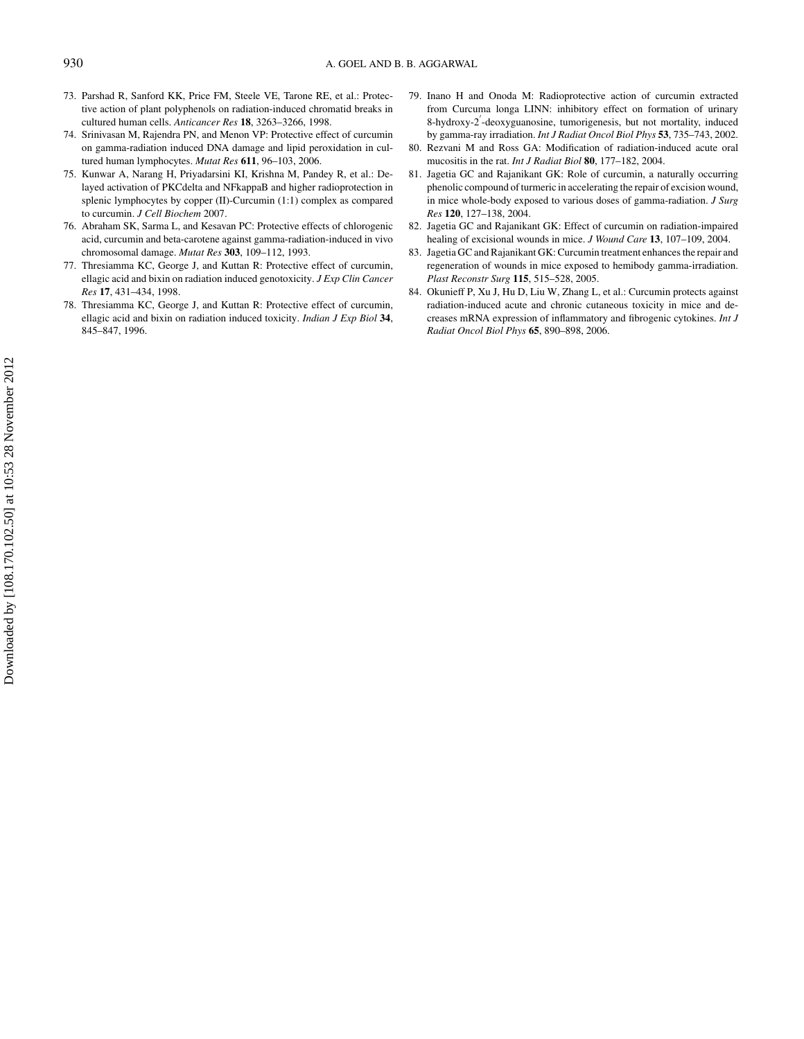73. Parshad R, Sanford KK, Price FM, Steele VE, Tarone RE, et al.: Protective action of plant polyphenols on radiation-induced chromatid breaks in cultured human cells. *Anticancer Res* **18**, 3263–3266, 1998.
74. Srinivasan M, Rajendra PN, and Menon VP: Protective effect of curcumin on gamma-radiation induced DNA damage and lipid peroxidation in cultured human lymphocytes. *Mutat Res* **611**, 96–103, 2006.
75. Kunwar A, Narang H, Priyadarsini KI, Krishna M, Pandey R, et al.: Delayed activation of PKCdelta and NFkappaB and higher radioprotection in splenic lymphocytes by copper (II)-Curcumin (1:1) complex as compared to curcumin. *J Cell Biochem* 2007.
76. Abraham SK, Sarma L, and Kesavan PC: Protective effects of chlorogenic acid, curcumin and beta-carotene against gamma-radiation-induced in vivo chromosomal damage. *Mutat Res* **303**, 109–112, 1993.
77. Thresiamma KC, George J, and Kuttan R: Protective effect of curcumin, ellagic acid and bixin on radiation induced genotoxicity. *J Exp Clin Cancer Res* **17**, 431–434, 1998.
78. Thresiamma KC, George J, and Kuttan R: Protective effect of curcumin, ellagic acid and bixin on radiation induced toxicity. *Indian J Exp Biol* **34**, 845–847, 1996.
79. Inano H and Onoda M: Radioprotective action of curcumin extracted from Curcuma longa LINN: inhibitory effect on formation of urinary 8-hydroxy-2′-deoxyguanosine, tumorigenesis, but not mortality, induced by gamma-ray irradiation. *Int J Radiat Oncol Biol Phys* **53**, 735–743, 2002.
80. Rezvani M and Ross GA: Modification of radiation-induced acute oral mucositis in the rat. *Int J Radiat Biol* **80**, 177–182, 2004.
81. Jagetia GC and Rajanikant GK: Role of curcumin, a naturally occurring phenolic compound of turmeric in accelerating the repair of excision wound, in mice whole-body exposed to various doses of gamma-radiation. *J Surg Res* **120**, 127–138, 2004.
82. Jagetia GC and Rajanikant GK: Effect of curcumin on radiation-impaired healing of excisional wounds in mice. *J Wound Care* **13**, 107–109, 2004.
83. Jagetia GC and Rajanikant GK: Curcumin treatment enhances the repair and regeneration of wounds in mice exposed to hemibody gamma-irradiation. *Plast Reconstr Surg* **115**, 515–528, 2005.
84. Okunieff P, Xu J, Hu D, Liu W, Zhang L, et al.: Curcumin protects against radiation-induced acute and chronic cutaneous toxicity in mice and decreases mRNA expression of inflammatory and fibrogenic cytokines. *Int J Radiat Oncol Biol Phys* **65**, 890–898, 2006.